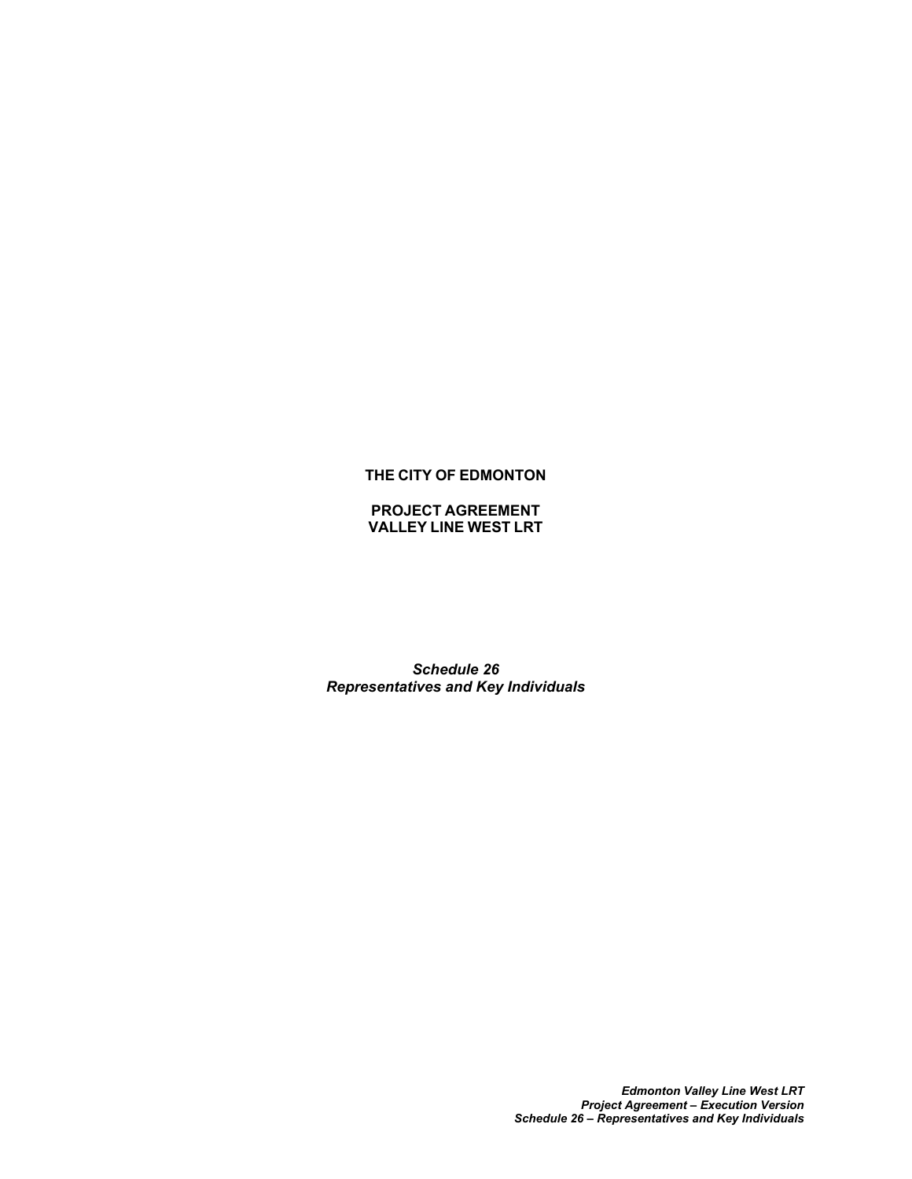**THE CITY OF EDMONTON**

**PROJECT AGREEMENT**
**VALLEY LINE WEST LRT**

***Schedule 26***
***Representatives and Key Individuals***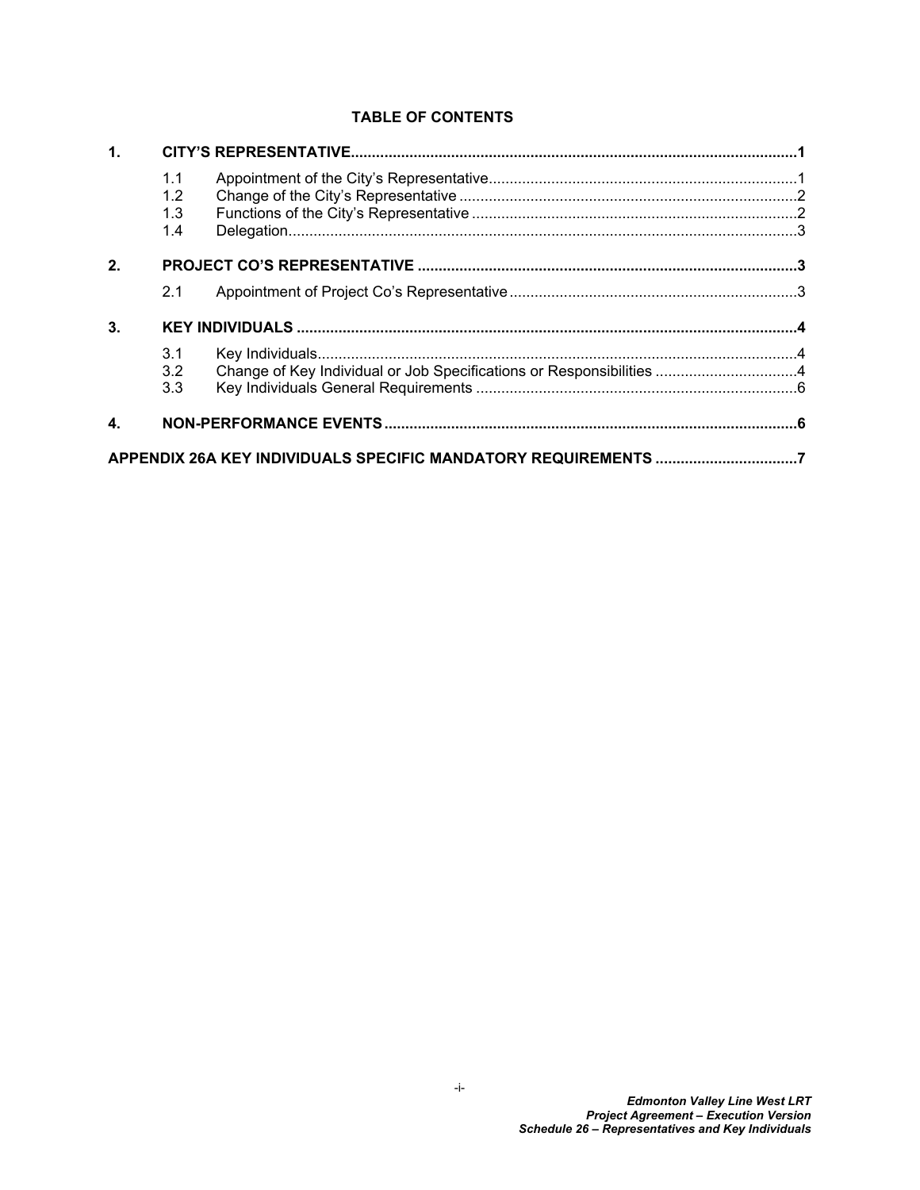## TABLE OF CONTENTS

**1. CITY'S REPRESENTATIVE .......... 1**

- 1.1 Appointment of the City's Representative .......... 1
- 1.2 Change of the City's Representative .......... 2
- 1.3 Functions of the City's Representative .......... 2
- 1.4 Delegation .......... 3

**2. PROJECT CO'S REPRESENTATIVE .......... 3**

- 2.1 Appointment of Project Co's Representative .......... 3

**3. KEY INDIVIDUALS .......... 4**

- 3.1 Key Individuals .......... 4
- 3.2 Change of Key Individual or Job Specifications or Responsibilities .......... 4
- 3.3 Key Individuals General Requirements .......... 6

**4. NON-PERFORMANCE EVENTS .......... 6**

**APPENDIX 26A KEY INDIVIDUALS SPECIFIC MANDATORY REQUIREMENTS .......... 7**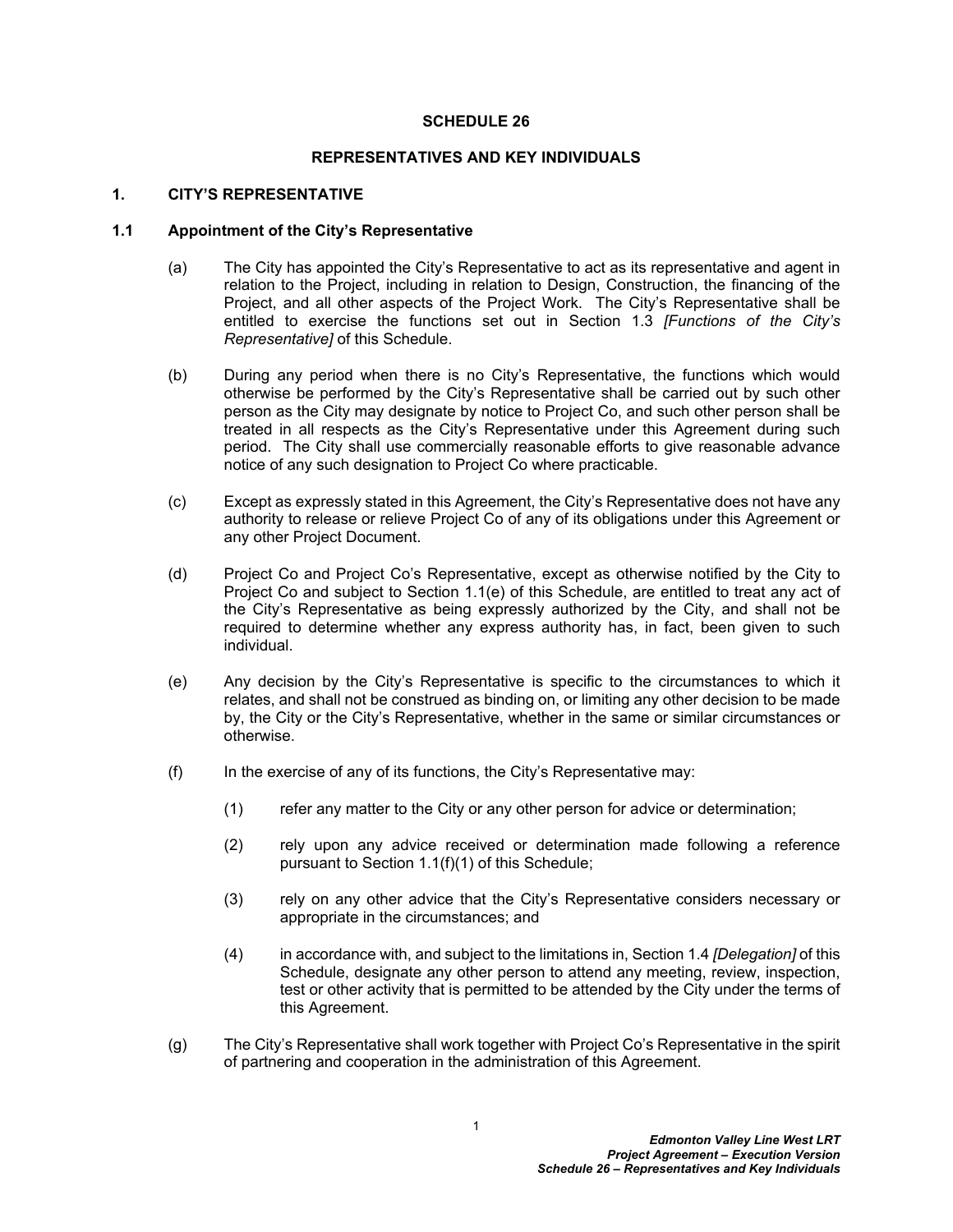# SCHEDULE 26

# REPRESENTATIVES AND KEY INDIVIDUALS

## 1. CITY'S REPRESENTATIVE

### 1.1 Appointment of the City's Representative

(a) The City has appointed the City's Representative to act as its representative and agent in relation to the Project, including in relation to Design, Construction, the financing of the Project, and all other aspects of the Project Work. The City's Representative shall be entitled to exercise the functions set out in Section 1.3 *[Functions of the City's Representative]* of this Schedule.

(b) During any period when there is no City's Representative, the functions which would otherwise be performed by the City's Representative shall be carried out by such other person as the City may designate by notice to Project Co, and such other person shall be treated in all respects as the City's Representative under this Agreement during such period. The City shall use commercially reasonable efforts to give reasonable advance notice of any such designation to Project Co where practicable.

(c) Except as expressly stated in this Agreement, the City's Representative does not have any authority to release or relieve Project Co of any of its obligations under this Agreement or any other Project Document.

(d) Project Co and Project Co's Representative, except as otherwise notified by the City to Project Co and subject to Section 1.1(e) of this Schedule, are entitled to treat any act of the City's Representative as being expressly authorized by the City, and shall not be required to determine whether any express authority has, in fact, been given to such individual.

(e) Any decision by the City's Representative is specific to the circumstances to which it relates, and shall not be construed as binding on, or limiting any other decision to be made by, the City or the City's Representative, whether in the same or similar circumstances or otherwise.

(f) In the exercise of any of its functions, the City's Representative may:

(1) refer any matter to the City or any other person for advice or determination;

(2) rely upon any advice received or determination made following a reference pursuant to Section 1.1(f)(1) of this Schedule;

(3) rely on any other advice that the City's Representative considers necessary or appropriate in the circumstances; and

(4) in accordance with, and subject to the limitations in, Section 1.4 *[Delegation]* of this Schedule, designate any other person to attend any meeting, review, inspection, test or other activity that is permitted to be attended by the City under the terms of this Agreement.

(g) The City's Representative shall work together with Project Co's Representative in the spirit of partnering and cooperation in the administration of this Agreement.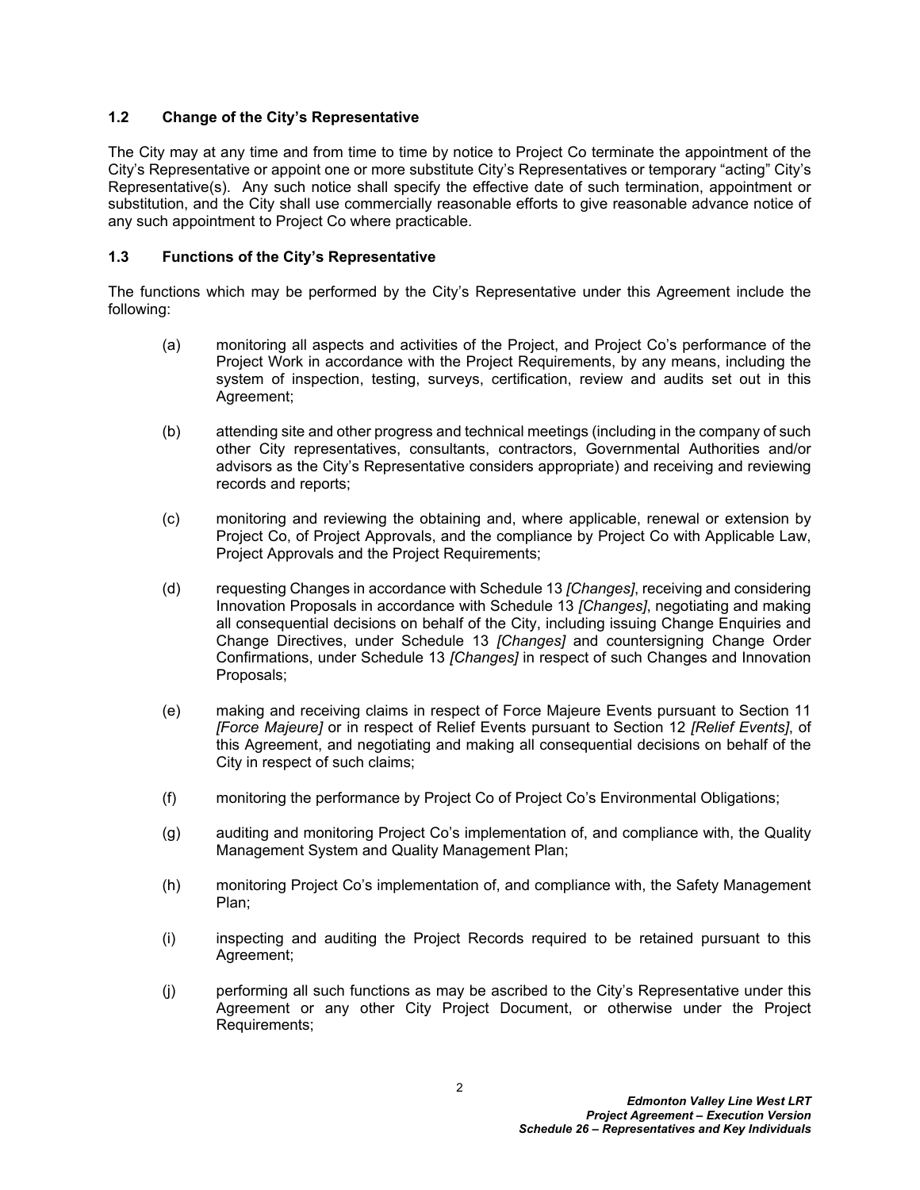### 1.2 Change of the City's Representative

The City may at any time and from time to time by notice to Project Co terminate the appointment of the City's Representative or appoint one or more substitute City's Representatives or temporary "acting" City's Representative(s). Any such notice shall specify the effective date of such termination, appointment or substitution, and the City shall use commercially reasonable efforts to give reasonable advance notice of any such appointment to Project Co where practicable.

### 1.3 Functions of the City's Representative

The functions which may be performed by the City's Representative under this Agreement include the following:

(a) monitoring all aspects and activities of the Project, and Project Co's performance of the Project Work in accordance with the Project Requirements, by any means, including the system of inspection, testing, surveys, certification, review and audits set out in this Agreement;

(b) attending site and other progress and technical meetings (including in the company of such other City representatives, consultants, contractors, Governmental Authorities and/or advisors as the City's Representative considers appropriate) and receiving and reviewing records and reports;

(c) monitoring and reviewing the obtaining and, where applicable, renewal or extension by Project Co, of Project Approvals, and the compliance by Project Co with Applicable Law, Project Approvals and the Project Requirements;

(d) requesting Changes in accordance with Schedule 13 *[Changes]*, receiving and considering Innovation Proposals in accordance with Schedule 13 *[Changes]*, negotiating and making all consequential decisions on behalf of the City, including issuing Change Enquiries and Change Directives, under Schedule 13 *[Changes]* and countersigning Change Order Confirmations, under Schedule 13 *[Changes]* in respect of such Changes and Innovation Proposals;

(e) making and receiving claims in respect of Force Majeure Events pursuant to Section 11 *[Force Majeure]* or in respect of Relief Events pursuant to Section 12 *[Relief Events]*, of this Agreement, and negotiating and making all consequential decisions on behalf of the City in respect of such claims;

(f) monitoring the performance by Project Co of Project Co's Environmental Obligations;

(g) auditing and monitoring Project Co's implementation of, and compliance with, the Quality Management System and Quality Management Plan;

(h) monitoring Project Co's implementation of, and compliance with, the Safety Management Plan;

(i) inspecting and auditing the Project Records required to be retained pursuant to this Agreement;

(j) performing all such functions as may be ascribed to the City's Representative under this Agreement or any other City Project Document, or otherwise under the Project Requirements;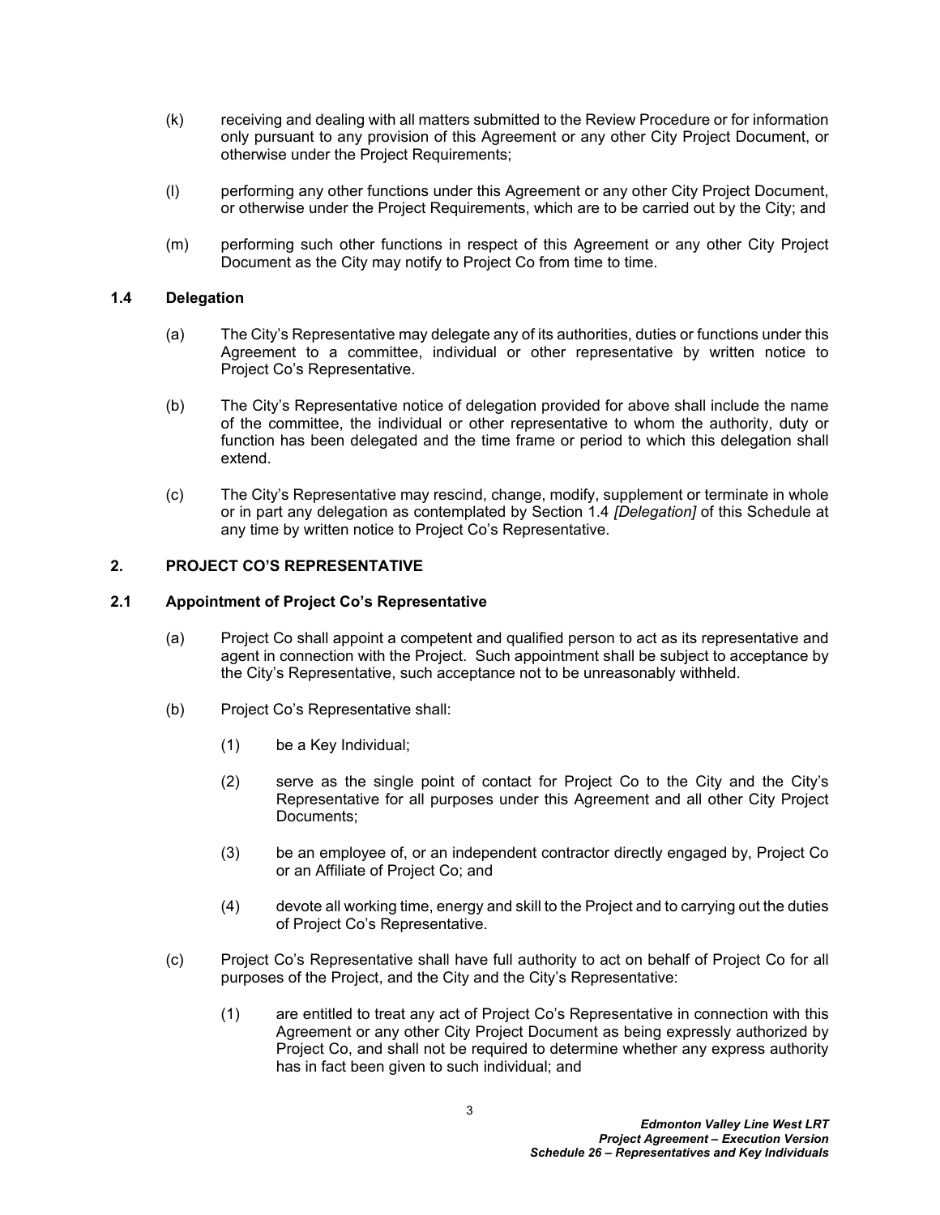(k) receiving and dealing with all matters submitted to the Review Procedure or for information only pursuant to any provision of this Agreement or any other City Project Document, or otherwise under the Project Requirements;

(l) performing any other functions under this Agreement or any other City Project Document, or otherwise under the Project Requirements, which are to be carried out by the City; and

(m) performing such other functions in respect of this Agreement or any other City Project Document as the City may notify to Project Co from time to time.

### 1.4 Delegation

(a) The City's Representative may delegate any of its authorities, duties or functions under this Agreement to a committee, individual or other representative by written notice to Project Co's Representative.

(b) The City's Representative notice of delegation provided for above shall include the name of the committee, the individual or other representative to whom the authority, duty or function has been delegated and the time frame or period to which this delegation shall extend.

(c) The City's Representative may rescind, change, modify, supplement or terminate in whole or in part any delegation as contemplated by Section 1.4 *[Delegation]* of this Schedule at any time by written notice to Project Co's Representative.

## 2. PROJECT CO'S REPRESENTATIVE

### 2.1 Appointment of Project Co's Representative

(a) Project Co shall appoint a competent and qualified person to act as its representative and agent in connection with the Project. Such appointment shall be subject to acceptance by the City's Representative, such acceptance not to be unreasonably withheld.

(b) Project Co's Representative shall:

(1) be a Key Individual;

(2) serve as the single point of contact for Project Co to the City and the City's Representative for all purposes under this Agreement and all other City Project Documents;

(3) be an employee of, or an independent contractor directly engaged by, Project Co or an Affiliate of Project Co; and

(4) devote all working time, energy and skill to the Project and to carrying out the duties of Project Co's Representative.

(c) Project Co's Representative shall have full authority to act on behalf of Project Co for all purposes of the Project, and the City and the City's Representative:

(1) are entitled to treat any act of Project Co's Representative in connection with this Agreement or any other City Project Document as being expressly authorized by Project Co, and shall not be required to determine whether any express authority has in fact been given to such individual; and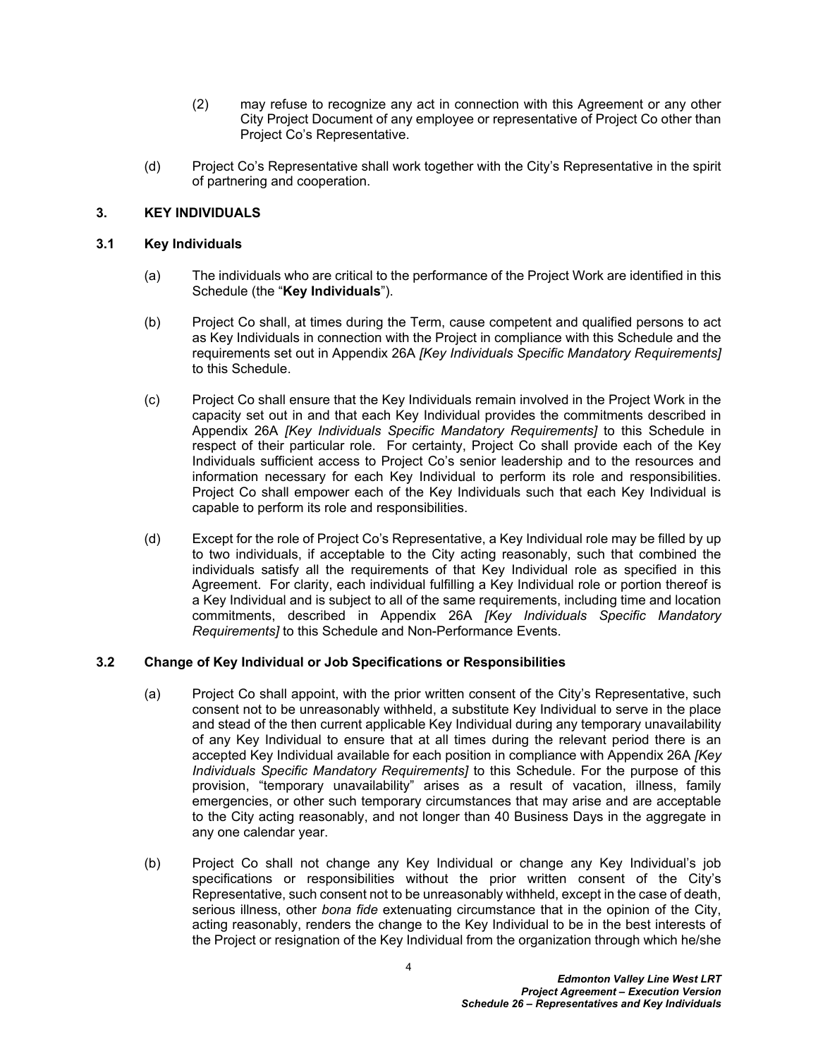(2) may refuse to recognize any act in connection with this Agreement or any other City Project Document of any employee or representative of Project Co other than Project Co's Representative.

(d) Project Co's Representative shall work together with the City's Representative in the spirit of partnering and cooperation.

## 3. KEY INDIVIDUALS

### 3.1 Key Individuals

(a) The individuals who are critical to the performance of the Project Work are identified in this Schedule (the "**Key Individuals**").

(b) Project Co shall, at times during the Term, cause competent and qualified persons to act as Key Individuals in connection with the Project in compliance with this Schedule and the requirements set out in Appendix 26A *[Key Individuals Specific Mandatory Requirements]* to this Schedule.

(c) Project Co shall ensure that the Key Individuals remain involved in the Project Work in the capacity set out in and that each Key Individual provides the commitments described in Appendix 26A *[Key Individuals Specific Mandatory Requirements]* to this Schedule in respect of their particular role. For certainty, Project Co shall provide each of the Key Individuals sufficient access to Project Co's senior leadership and to the resources and information necessary for each Key Individual to perform its role and responsibilities. Project Co shall empower each of the Key Individuals such that each Key Individual is capable to perform its role and responsibilities.

(d) Except for the role of Project Co's Representative, a Key Individual role may be filled by up to two individuals, if acceptable to the City acting reasonably, such that combined the individuals satisfy all the requirements of that Key Individual role as specified in this Agreement. For clarity, each individual fulfilling a Key Individual role or portion thereof is a Key Individual and is subject to all of the same requirements, including time and location commitments, described in Appendix 26A *[Key Individuals Specific Mandatory Requirements]* to this Schedule and Non-Performance Events.

### 3.2 Change of Key Individual or Job Specifications or Responsibilities

(a) Project Co shall appoint, with the prior written consent of the City's Representative, such consent not to be unreasonably withheld, a substitute Key Individual to serve in the place and stead of the then current applicable Key Individual during any temporary unavailability of any Key Individual to ensure that at all times during the relevant period there is an accepted Key Individual available for each position in compliance with Appendix 26A *[Key Individuals Specific Mandatory Requirements]* to this Schedule. For the purpose of this provision, "temporary unavailability" arises as a result of vacation, illness, family emergencies, or other such temporary circumstances that may arise and are acceptable to the City acting reasonably, and not longer than 40 Business Days in the aggregate in any one calendar year.

(b) Project Co shall not change any Key Individual or change any Key Individual's job specifications or responsibilities without the prior written consent of the City's Representative, such consent not to be unreasonably withheld, except in the case of death, serious illness, other *bona fide* extenuating circumstance that in the opinion of the City, acting reasonably, renders the change to the Key Individual to be in the best interests of the Project or resignation of the Key Individual from the organization through which he/she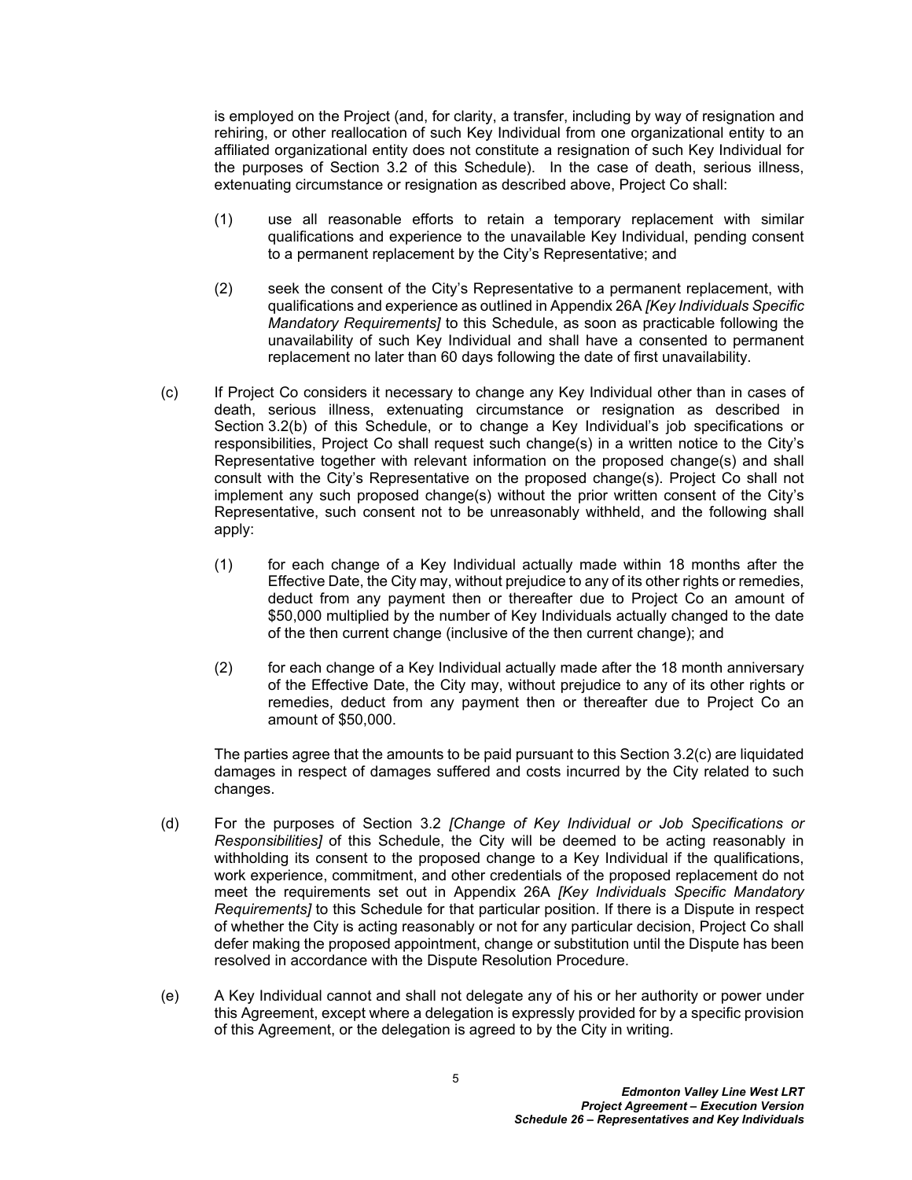is employed on the Project (and, for clarity, a transfer, including by way of resignation and rehiring, or other reallocation of such Key Individual from one organizational entity to an affiliated organizational entity does not constitute a resignation of such Key Individual for the purposes of Section 3.2 of this Schedule). In the case of death, serious illness, extenuating circumstance or resignation as described above, Project Co shall:

(1) use all reasonable efforts to retain a temporary replacement with similar qualifications and experience to the unavailable Key Individual, pending consent to a permanent replacement by the City's Representative; and

(2) seek the consent of the City's Representative to a permanent replacement, with qualifications and experience as outlined in Appendix 26A *[Key Individuals Specific Mandatory Requirements]* to this Schedule, as soon as practicable following the unavailability of such Key Individual and shall have a consented to permanent replacement no later than 60 days following the date of first unavailability.

(c) If Project Co considers it necessary to change any Key Individual other than in cases of death, serious illness, extenuating circumstance or resignation as described in Section 3.2(b) of this Schedule, or to change a Key Individual's job specifications or responsibilities, Project Co shall request such change(s) in a written notice to the City's Representative together with relevant information on the proposed change(s) and shall consult with the City's Representative on the proposed change(s). Project Co shall not implement any such proposed change(s) without the prior written consent of the City's Representative, such consent not to be unreasonably withheld, and the following shall apply:

(1) for each change of a Key Individual actually made within 18 months after the Effective Date, the City may, without prejudice to any of its other rights or remedies, deduct from any payment then or thereafter due to Project Co an amount of $50,000 multiplied by the number of Key Individuals actually changed to the date of the then current change (inclusive of the then current change); and

(2) for each change of a Key Individual actually made after the 18 month anniversary of the Effective Date, the City may, without prejudice to any of its other rights or remedies, deduct from any payment then or thereafter due to Project Co an amount of $50,000.

The parties agree that the amounts to be paid pursuant to this Section 3.2(c) are liquidated damages in respect of damages suffered and costs incurred by the City related to such changes.

(d) For the purposes of Section 3.2 *[Change of Key Individual or Job Specifications or Responsibilities]* of this Schedule, the City will be deemed to be acting reasonably in withholding its consent to the proposed change to a Key Individual if the qualifications, work experience, commitment, and other credentials of the proposed replacement do not meet the requirements set out in Appendix 26A *[Key Individuals Specific Mandatory Requirements]* to this Schedule for that particular position. If there is a Dispute in respect of whether the City is acting reasonably or not for any particular decision, Project Co shall defer making the proposed appointment, change or substitution until the Dispute has been resolved in accordance with the Dispute Resolution Procedure.

(e) A Key Individual cannot and shall not delegate any of his or her authority or power under this Agreement, except where a delegation is expressly provided for by a specific provision of this Agreement, or the delegation is agreed to by the City in writing.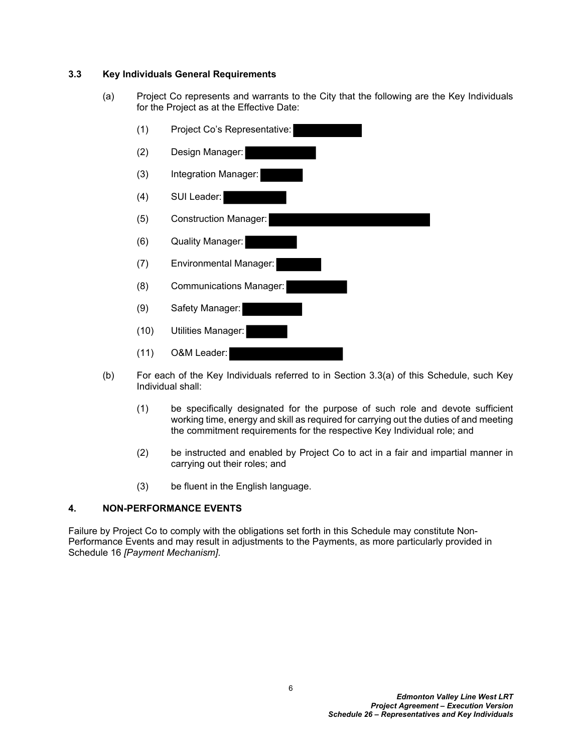### 3.3 Key Individuals General Requirements

(a) Project Co represents and warrants to the City that the following are the Key Individuals for the Project as at the Effective Date:

(1) Project Co's Representative:

(2) Design Manager:

(3) Integration Manager:

(4) SUI Leader:

(5) Construction Manager:

(6) Quality Manager:

(7) Environmental Manager:

(8) Communications Manager:

(9) Safety Manager:

(10) Utilities Manager:

(11) O&M Leader:

(b) For each of the Key Individuals referred to in Section 3.3(a) of this Schedule, such Key Individual shall:

(1) be specifically designated for the purpose of such role and devote sufficient working time, energy and skill as required for carrying out the duties of and meeting the commitment requirements for the respective Key Individual role; and

(2) be instructed and enabled by Project Co to act in a fair and impartial manner in carrying out their roles; and

(3) be fluent in the English language.

## 4. NON-PERFORMANCE EVENTS

Failure by Project Co to comply with the obligations set forth in this Schedule may constitute Non-Performance Events and may result in adjustments to the Payments, as more particularly provided in Schedule 16 *[Payment Mechanism]*.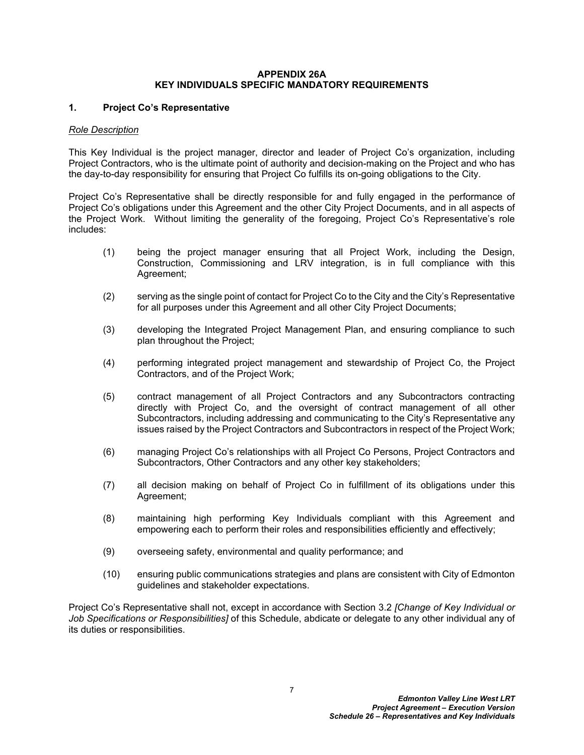# APPENDIX 26A
# KEY INDIVIDUALS SPECIFIC MANDATORY REQUIREMENTS

## 1. Project Co's Representative

*Role Description*

This Key Individual is the project manager, director and leader of Project Co's organization, including Project Contractors, who is the ultimate point of authority and decision-making on the Project and who has the day-to-day responsibility for ensuring that Project Co fulfills its on-going obligations to the City.

Project Co's Representative shall be directly responsible for and fully engaged in the performance of Project Co's obligations under this Agreement and the other City Project Documents, and in all aspects of the Project Work. Without limiting the generality of the foregoing, Project Co's Representative's role includes:

(1) being the project manager ensuring that all Project Work, including the Design, Construction, Commissioning and LRV integration, is in full compliance with this Agreement;

(2) serving as the single point of contact for Project Co to the City and the City's Representative for all purposes under this Agreement and all other City Project Documents;

(3) developing the Integrated Project Management Plan, and ensuring compliance to such plan throughout the Project;

(4) performing integrated project management and stewardship of Project Co, the Project Contractors, and of the Project Work;

(5) contract management of all Project Contractors and any Subcontractors contracting directly with Project Co, and the oversight of contract management of all other Subcontractors, including addressing and communicating to the City's Representative any issues raised by the Project Contractors and Subcontractors in respect of the Project Work;

(6) managing Project Co's relationships with all Project Co Persons, Project Contractors and Subcontractors, Other Contractors and any other key stakeholders;

(7) all decision making on behalf of Project Co in fulfillment of its obligations under this Agreement;

(8) maintaining high performing Key Individuals compliant with this Agreement and empowering each to perform their roles and responsibilities efficiently and effectively;

(9) overseeing safety, environmental and quality performance; and

(10) ensuring public communications strategies and plans are consistent with City of Edmonton guidelines and stakeholder expectations.

Project Co's Representative shall not, except in accordance with Section 3.2 *[Change of Key Individual or Job Specifications or Responsibilities]* of this Schedule, abdicate or delegate to any other individual any of its duties or responsibilities.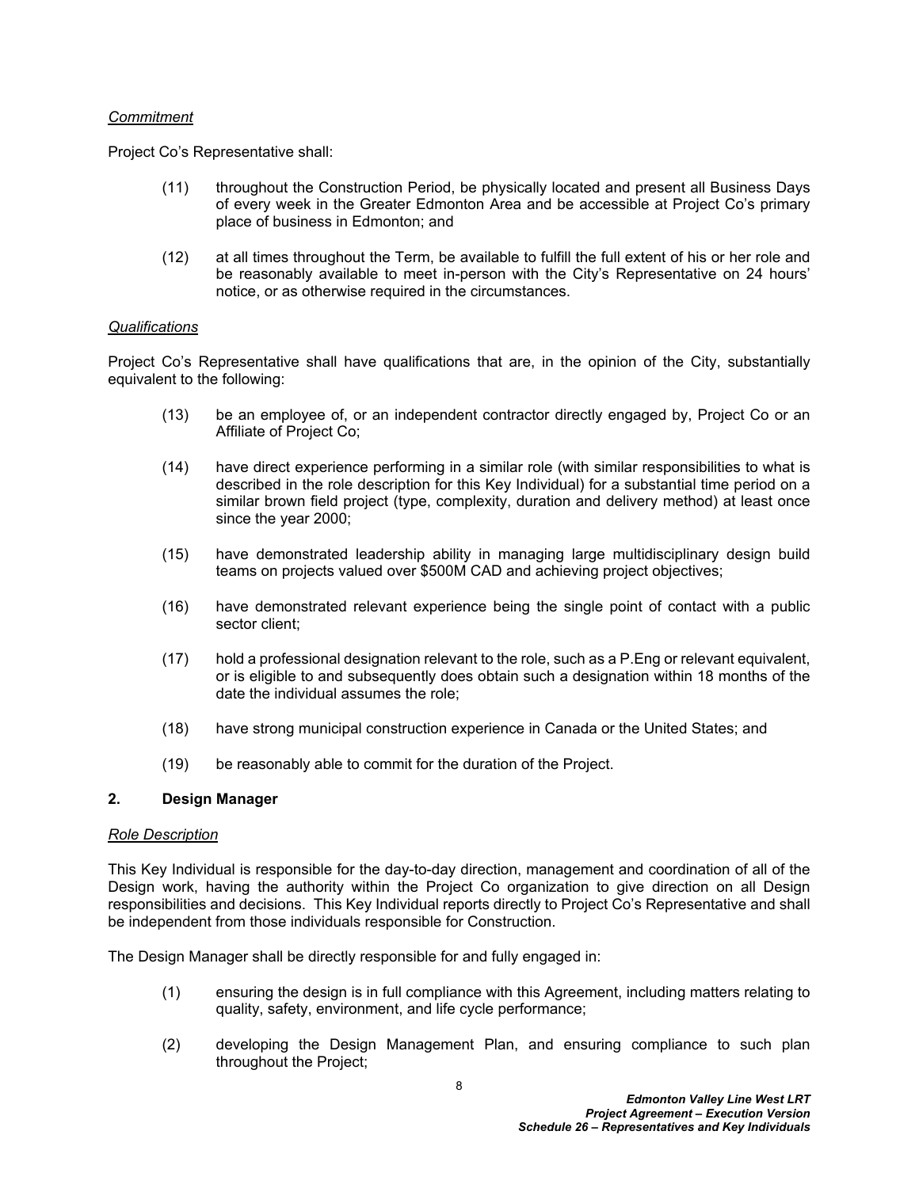*Commitment*

Project Co's Representative shall:

(11) throughout the Construction Period, be physically located and present all Business Days of every week in the Greater Edmonton Area and be accessible at Project Co's primary place of business in Edmonton; and

(12) at all times throughout the Term, be available to fulfill the full extent of his or her role and be reasonably available to meet in-person with the City's Representative on 24 hours' notice, or as otherwise required in the circumstances.

*Qualifications*

Project Co's Representative shall have qualifications that are, in the opinion of the City, substantially equivalent to the following:

(13) be an employee of, or an independent contractor directly engaged by, Project Co or an Affiliate of Project Co;

(14) have direct experience performing in a similar role (with similar responsibilities to what is described in the role description for this Key Individual) for a substantial time period on a similar brown field project (type, complexity, duration and delivery method) at least once since the year 2000;

(15) have demonstrated leadership ability in managing large multidisciplinary design build teams on projects valued over $500M CAD and achieving project objectives;

(16) have demonstrated relevant experience being the single point of contact with a public sector client;

(17) hold a professional designation relevant to the role, such as a P.Eng or relevant equivalent, or is eligible to and subsequently does obtain such a designation within 18 months of the date the individual assumes the role;

(18) have strong municipal construction experience in Canada or the United States; and

(19) be reasonably able to commit for the duration of the Project.

## 2. Design Manager

*Role Description*

This Key Individual is responsible for the day-to-day direction, management and coordination of all of the Design work, having the authority within the Project Co organization to give direction on all Design responsibilities and decisions. This Key Individual reports directly to Project Co's Representative and shall be independent from those individuals responsible for Construction.

The Design Manager shall be directly responsible for and fully engaged in:

(1) ensuring the design is in full compliance with this Agreement, including matters relating to quality, safety, environment, and life cycle performance;

(2) developing the Design Management Plan, and ensuring compliance to such plan throughout the Project;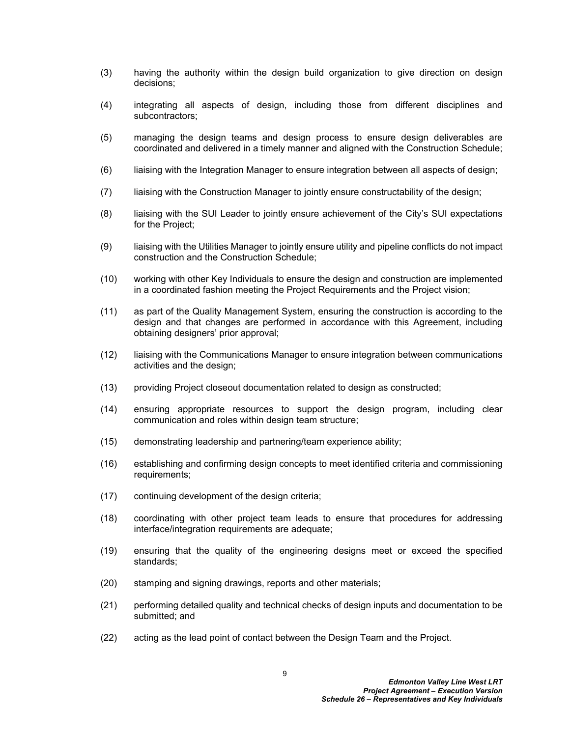(3) having the authority within the design build organization to give direction on design decisions;

(4) integrating all aspects of design, including those from different disciplines and subcontractors;

(5) managing the design teams and design process to ensure design deliverables are coordinated and delivered in a timely manner and aligned with the Construction Schedule;

(6) liaising with the Integration Manager to ensure integration between all aspects of design;

(7) liaising with the Construction Manager to jointly ensure constructability of the design;

(8) liaising with the SUI Leader to jointly ensure achievement of the City's SUI expectations for the Project;

(9) liaising with the Utilities Manager to jointly ensure utility and pipeline conflicts do not impact construction and the Construction Schedule;

(10) working with other Key Individuals to ensure the design and construction are implemented in a coordinated fashion meeting the Project Requirements and the Project vision;

(11) as part of the Quality Management System, ensuring the construction is according to the design and that changes are performed in accordance with this Agreement, including obtaining designers' prior approval;

(12) liaising with the Communications Manager to ensure integration between communications activities and the design;

(13) providing Project closeout documentation related to design as constructed;

(14) ensuring appropriate resources to support the design program, including clear communication and roles within design team structure;

(15) demonstrating leadership and partnering/team experience ability;

(16) establishing and confirming design concepts to meet identified criteria and commissioning requirements;

(17) continuing development of the design criteria;

(18) coordinating with other project team leads to ensure that procedures for addressing interface/integration requirements are adequate;

(19) ensuring that the quality of the engineering designs meet or exceed the specified standards;

(20) stamping and signing drawings, reports and other materials;

(21) performing detailed quality and technical checks of design inputs and documentation to be submitted; and

(22) acting as the lead point of contact between the Design Team and the Project.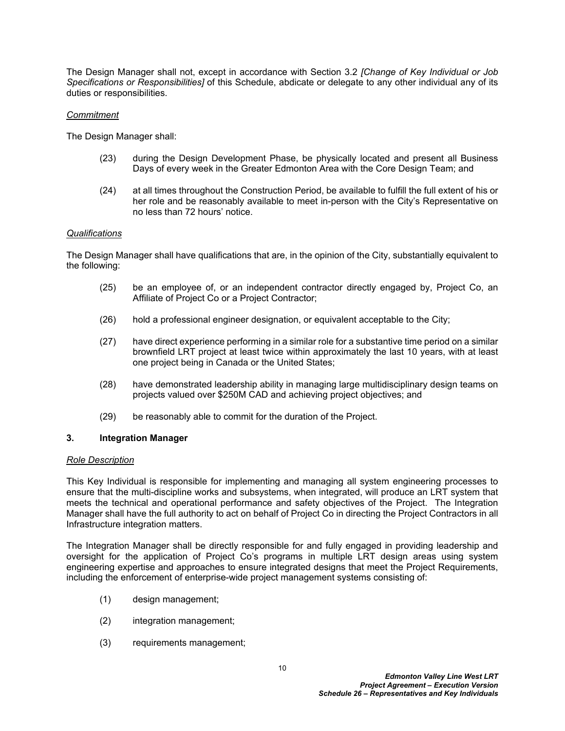The Design Manager shall not, except in accordance with Section 3.2 *[Change of Key Individual or Job Specifications or Responsibilities]* of this Schedule, abdicate or delegate to any other individual any of its duties or responsibilities.

*Commitment*

The Design Manager shall:

(23) during the Design Development Phase, be physically located and present all Business Days of every week in the Greater Edmonton Area with the Core Design Team; and

(24) at all times throughout the Construction Period, be available to fulfill the full extent of his or her role and be reasonably available to meet in-person with the City's Representative on no less than 72 hours' notice.

*Qualifications*

The Design Manager shall have qualifications that are, in the opinion of the City, substantially equivalent to the following:

(25) be an employee of, or an independent contractor directly engaged by, Project Co, an Affiliate of Project Co or a Project Contractor;

(26) hold a professional engineer designation, or equivalent acceptable to the City;

(27) have direct experience performing in a similar role for a substantive time period on a similar brownfield LRT project at least twice within approximately the last 10 years, with at least one project being in Canada or the United States;

(28) have demonstrated leadership ability in managing large multidisciplinary design teams on projects valued over $250M CAD and achieving project objectives; and

(29) be reasonably able to commit for the duration of the Project.

## 3. Integration Manager

*Role Description*

This Key Individual is responsible for implementing and managing all system engineering processes to ensure that the multi-discipline works and subsystems, when integrated, will produce an LRT system that meets the technical and operational performance and safety objectives of the Project. The Integration Manager shall have the full authority to act on behalf of Project Co in directing the Project Contractors in all Infrastructure integration matters.

The Integration Manager shall be directly responsible for and fully engaged in providing leadership and oversight for the application of Project Co's programs in multiple LRT design areas using system engineering expertise and approaches to ensure integrated designs that meet the Project Requirements, including the enforcement of enterprise-wide project management systems consisting of:

(1) design management;

(2) integration management;

(3) requirements management;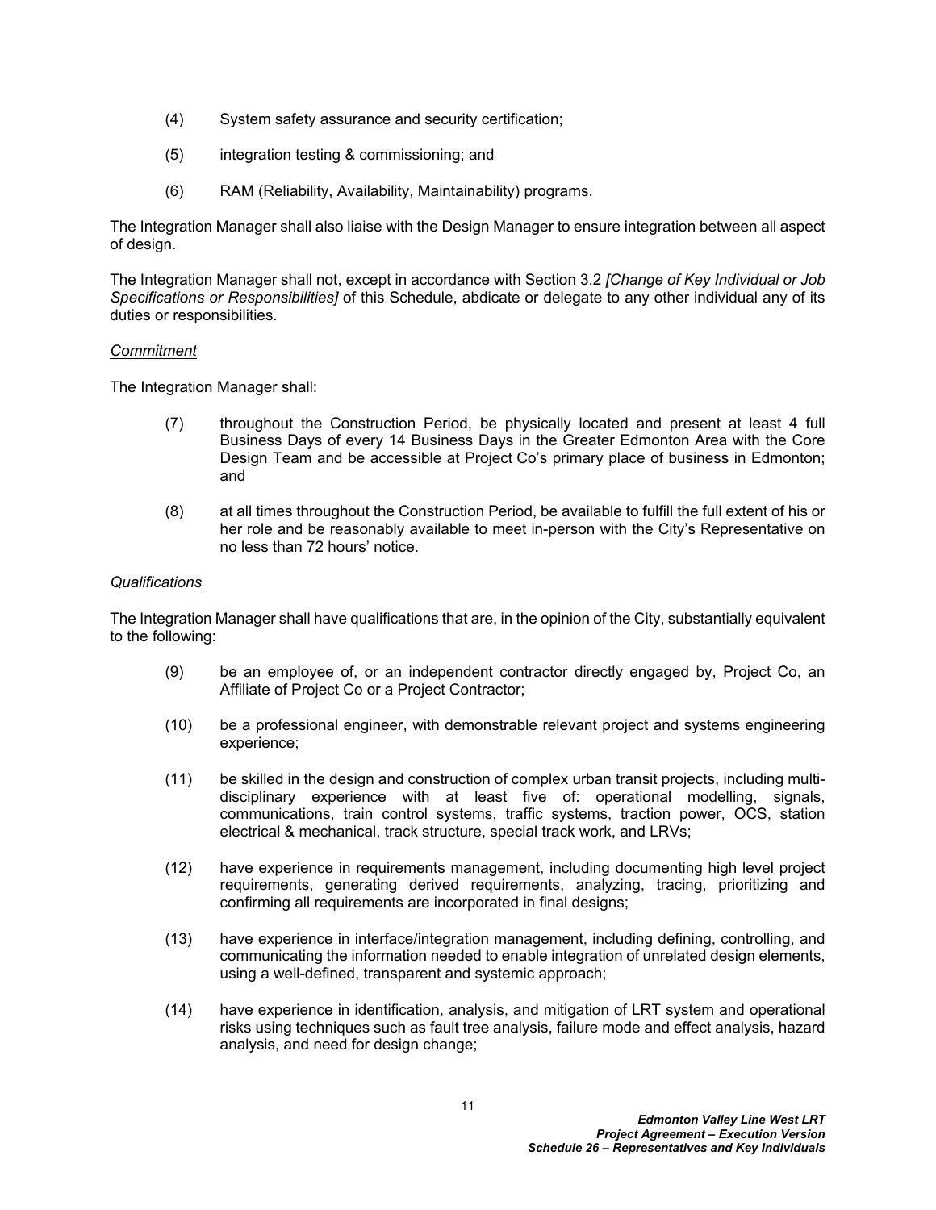(4) System safety assurance and security certification;

(5) integration testing & commissioning; and

(6) RAM (Reliability, Availability, Maintainability) programs.

The Integration Manager shall also liaise with the Design Manager to ensure integration between all aspect of design.

The Integration Manager shall not, except in accordance with Section 3.2 *[Change of Key Individual or Job Specifications or Responsibilities]* of this Schedule, abdicate or delegate to any other individual any of its duties or responsibilities.

*Commitment*

The Integration Manager shall:

(7) throughout the Construction Period, be physically located and present at least 4 full Business Days of every 14 Business Days in the Greater Edmonton Area with the Core Design Team and be accessible at Project Co's primary place of business in Edmonton; and

(8) at all times throughout the Construction Period, be available to fulfill the full extent of his or her role and be reasonably available to meet in-person with the City's Representative on no less than 72 hours' notice.

*Qualifications*

The Integration Manager shall have qualifications that are, in the opinion of the City, substantially equivalent to the following:

(9) be an employee of, or an independent contractor directly engaged by, Project Co, an Affiliate of Project Co or a Project Contractor;

(10) be a professional engineer, with demonstrable relevant project and systems engineering experience;

(11) be skilled in the design and construction of complex urban transit projects, including multi-disciplinary experience with at least five of: operational modelling, signals, communications, train control systems, traffic systems, traction power, OCS, station electrical & mechanical, track structure, special track work, and LRVs;

(12) have experience in requirements management, including documenting high level project requirements, generating derived requirements, analyzing, tracing, prioritizing and confirming all requirements are incorporated in final designs;

(13) have experience in interface/integration management, including defining, controlling, and communicating the information needed to enable integration of unrelated design elements, using a well-defined, transparent and systemic approach;

(14) have experience in identification, analysis, and mitigation of LRT system and operational risks using techniques such as fault tree analysis, failure mode and effect analysis, hazard analysis, and need for design change;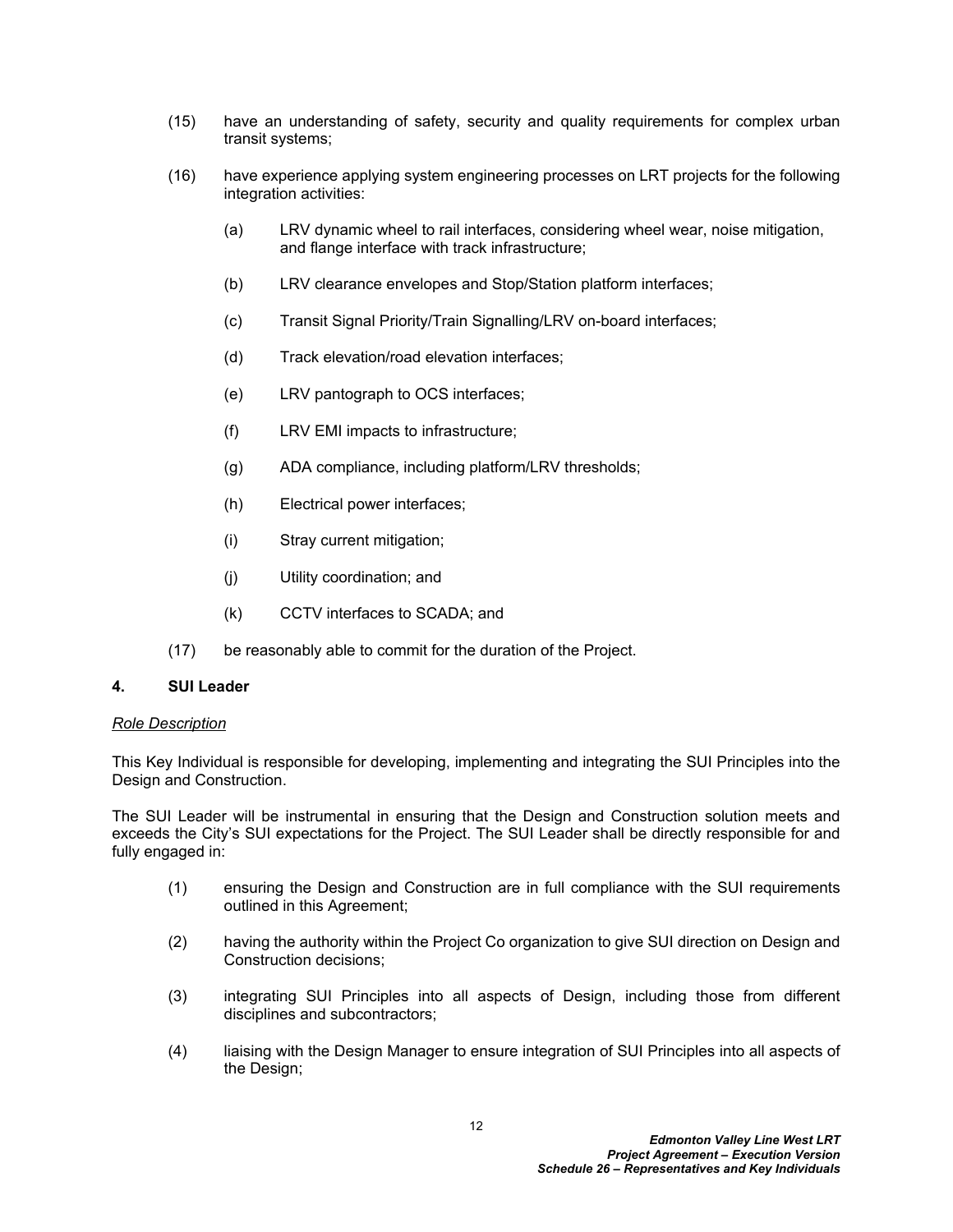(15) have an understanding of safety, security and quality requirements for complex urban transit systems;

(16) have experience applying system engineering processes on LRT projects for the following integration activities:

   (a) LRV dynamic wheel to rail interfaces, considering wheel wear, noise mitigation, and flange interface with track infrastructure;

   (b) LRV clearance envelopes and Stop/Station platform interfaces;

   (c) Transit Signal Priority/Train Signalling/LRV on-board interfaces;

   (d) Track elevation/road elevation interfaces;

   (e) LRV pantograph to OCS interfaces;

   (f) LRV EMI impacts to infrastructure;

   (g) ADA compliance, including platform/LRV thresholds;

   (h) Electrical power interfaces;

   (i) Stray current mitigation;

   (j) Utility coordination; and

   (k) CCTV interfaces to SCADA; and

(17) be reasonably able to commit for the duration of the Project.

## 4. SUI Leader

*Role Description*

This Key Individual is responsible for developing, implementing and integrating the SUI Principles into the Design and Construction.

The SUI Leader will be instrumental in ensuring that the Design and Construction solution meets and exceeds the City's SUI expectations for the Project. The SUI Leader shall be directly responsible for and fully engaged in:

(1) ensuring the Design and Construction are in full compliance with the SUI requirements outlined in this Agreement;

(2) having the authority within the Project Co organization to give SUI direction on Design and Construction decisions;

(3) integrating SUI Principles into all aspects of Design, including those from different disciplines and subcontractors;

(4) liaising with the Design Manager to ensure integration of SUI Principles into all aspects of the Design;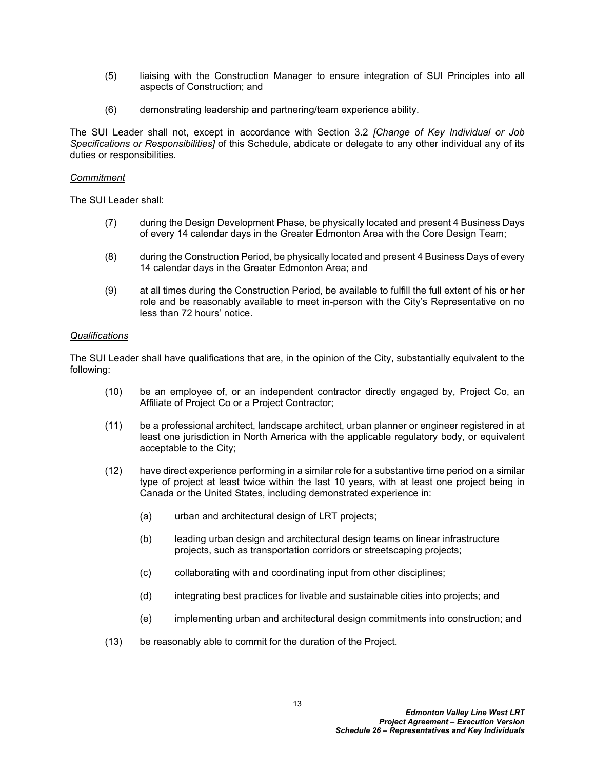(5) liaising with the Construction Manager to ensure integration of SUI Principles into all aspects of Construction; and

(6) demonstrating leadership and partnering/team experience ability.

The SUI Leader shall not, except in accordance with Section 3.2 *[Change of Key Individual or Job Specifications or Responsibilities]* of this Schedule, abdicate or delegate to any other individual any of its duties or responsibilities.

*Commitment*

The SUI Leader shall:

(7) during the Design Development Phase, be physically located and present 4 Business Days of every 14 calendar days in the Greater Edmonton Area with the Core Design Team;

(8) during the Construction Period, be physically located and present 4 Business Days of every 14 calendar days in the Greater Edmonton Area; and

(9) at all times during the Construction Period, be available to fulfill the full extent of his or her role and be reasonably available to meet in-person with the City's Representative on no less than 72 hours' notice.

*Qualifications*

The SUI Leader shall have qualifications that are, in the opinion of the City, substantially equivalent to the following:

(10) be an employee of, or an independent contractor directly engaged by, Project Co, an Affiliate of Project Co or a Project Contractor;

(11) be a professional architect, landscape architect, urban planner or engineer registered in at least one jurisdiction in North America with the applicable regulatory body, or equivalent acceptable to the City;

(12) have direct experience performing in a similar role for a substantive time period on a similar type of project at least twice within the last 10 years, with at least one project being in Canada or the United States, including demonstrated experience in:

   (a) urban and architectural design of LRT projects;

   (b) leading urban design and architectural design teams on linear infrastructure projects, such as transportation corridors or streetscaping projects;

   (c) collaborating with and coordinating input from other disciplines;

   (d) integrating best practices for livable and sustainable cities into projects; and

   (e) implementing urban and architectural design commitments into construction; and

(13) be reasonably able to commit for the duration of the Project.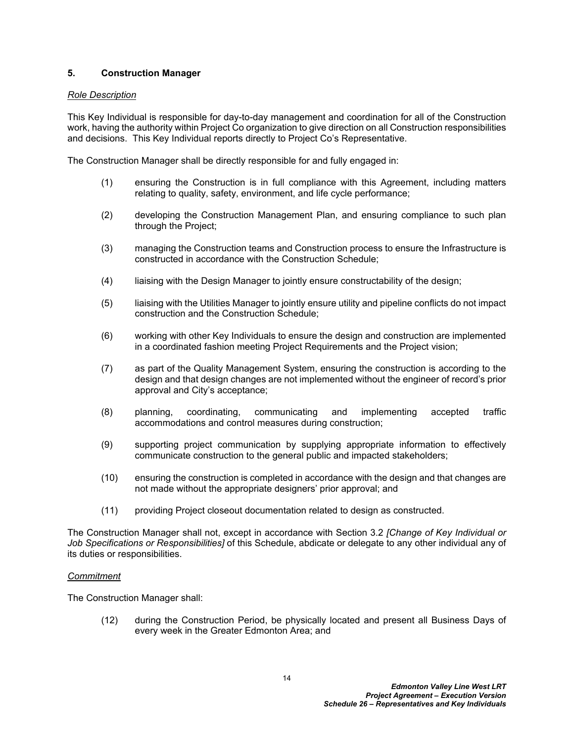## 5. Construction Manager

*Role Description*

This Key Individual is responsible for day-to-day management and coordination for all of the Construction work, having the authority within Project Co organization to give direction on all Construction responsibilities and decisions. This Key Individual reports directly to Project Co's Representative.

The Construction Manager shall be directly responsible for and fully engaged in:

(1) ensuring the Construction is in full compliance with this Agreement, including matters relating to quality, safety, environment, and life cycle performance;

(2) developing the Construction Management Plan, and ensuring compliance to such plan through the Project;

(3) managing the Construction teams and Construction process to ensure the Infrastructure is constructed in accordance with the Construction Schedule;

(4) liaising with the Design Manager to jointly ensure constructability of the design;

(5) liaising with the Utilities Manager to jointly ensure utility and pipeline conflicts do not impact construction and the Construction Schedule;

(6) working with other Key Individuals to ensure the design and construction are implemented in a coordinated fashion meeting Project Requirements and the Project vision;

(7) as part of the Quality Management System, ensuring the construction is according to the design and that design changes are not implemented without the engineer of record's prior approval and City's acceptance;

(8) planning, coordinating, communicating and implementing accepted traffic accommodations and control measures during construction;

(9) supporting project communication by supplying appropriate information to effectively communicate construction to the general public and impacted stakeholders;

(10) ensuring the construction is completed in accordance with the design and that changes are not made without the appropriate designers' prior approval; and

(11) providing Project closeout documentation related to design as constructed.

The Construction Manager shall not, except in accordance with Section 3.2 *[Change of Key Individual or Job Specifications or Responsibilities]* of this Schedule, abdicate or delegate to any other individual any of its duties or responsibilities.

*Commitment*

The Construction Manager shall:

(12) during the Construction Period, be physically located and present all Business Days of every week in the Greater Edmonton Area; and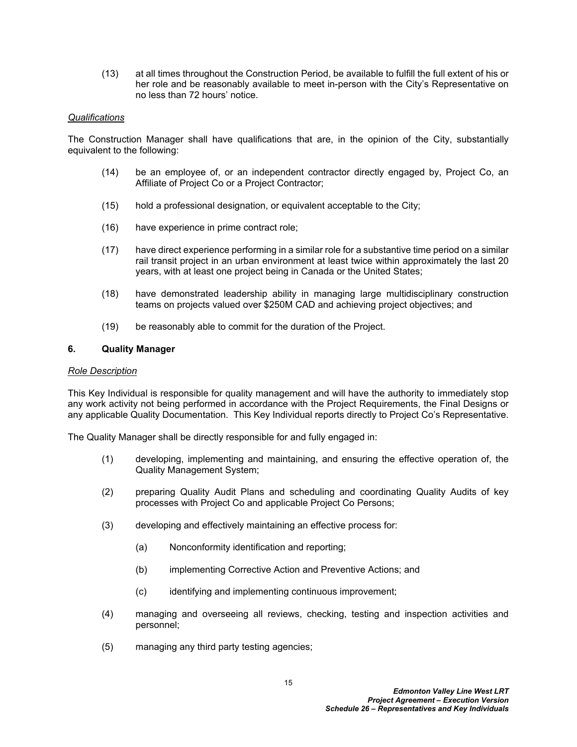(13) at all times throughout the Construction Period, be available to fulfill the full extent of his or her role and be reasonably available to meet in-person with the City's Representative on no less than 72 hours' notice.

*Qualifications*

The Construction Manager shall have qualifications that are, in the opinion of the City, substantially equivalent to the following:

(14) be an employee of, or an independent contractor directly engaged by, Project Co, an Affiliate of Project Co or a Project Contractor;

(15) hold a professional designation, or equivalent acceptable to the City;

(16) have experience in prime contract role;

(17) have direct experience performing in a similar role for a substantive time period on a similar rail transit project in an urban environment at least twice within approximately the last 20 years, with at least one project being in Canada or the United States;

(18) have demonstrated leadership ability in managing large multidisciplinary construction teams on projects valued over $250M CAD and achieving project objectives; and

(19) be reasonably able to commit for the duration of the Project.

## 6. Quality Manager

*Role Description*

This Key Individual is responsible for quality management and will have the authority to immediately stop any work activity not being performed in accordance with the Project Requirements, the Final Designs or any applicable Quality Documentation. This Key Individual reports directly to Project Co's Representative.

The Quality Manager shall be directly responsible for and fully engaged in:

(1) developing, implementing and maintaining, and ensuring the effective operation of, the Quality Management System;

(2) preparing Quality Audit Plans and scheduling and coordinating Quality Audits of key processes with Project Co and applicable Project Co Persons;

(3) developing and effectively maintaining an effective process for:

  (a) Nonconformity identification and reporting;

  (b) implementing Corrective Action and Preventive Actions; and

  (c) identifying and implementing continuous improvement;

(4) managing and overseeing all reviews, checking, testing and inspection activities and personnel;

(5) managing any third party testing agencies;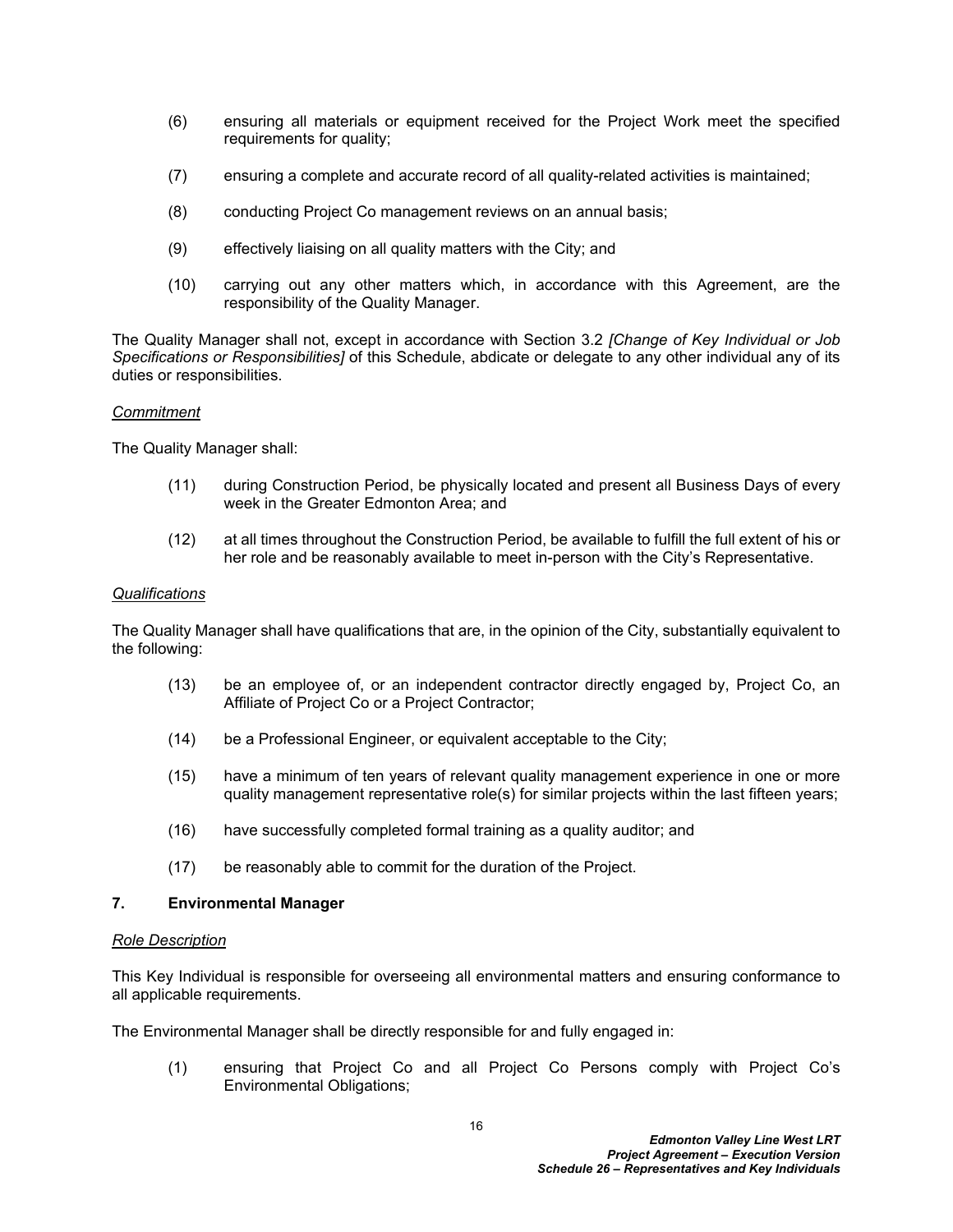(6) ensuring all materials or equipment received for the Project Work meet the specified requirements for quality;

(7) ensuring a complete and accurate record of all quality-related activities is maintained;

(8) conducting Project Co management reviews on an annual basis;

(9) effectively liaising on all quality matters with the City; and

(10) carrying out any other matters which, in accordance with this Agreement, are the responsibility of the Quality Manager.

The Quality Manager shall not, except in accordance with Section 3.2 *[Change of Key Individual or Job Specifications or Responsibilities]* of this Schedule, abdicate or delegate to any other individual any of its duties or responsibilities.

*Commitment*

The Quality Manager shall:

(11) during Construction Period, be physically located and present all Business Days of every week in the Greater Edmonton Area; and

(12) at all times throughout the Construction Period, be available to fulfill the full extent of his or her role and be reasonably available to meet in-person with the City's Representative.

*Qualifications*

The Quality Manager shall have qualifications that are, in the opinion of the City, substantially equivalent to the following:

(13) be an employee of, or an independent contractor directly engaged by, Project Co, an Affiliate of Project Co or a Project Contractor;

(14) be a Professional Engineer, or equivalent acceptable to the City;

(15) have a minimum of ten years of relevant quality management experience in one or more quality management representative role(s) for similar projects within the last fifteen years;

(16) have successfully completed formal training as a quality auditor; and

(17) be reasonably able to commit for the duration of the Project.

## 7. Environmental Manager

*Role Description*

This Key Individual is responsible for overseeing all environmental matters and ensuring conformance to all applicable requirements.

The Environmental Manager shall be directly responsible for and fully engaged in:

(1) ensuring that Project Co and all Project Co Persons comply with Project Co's Environmental Obligations;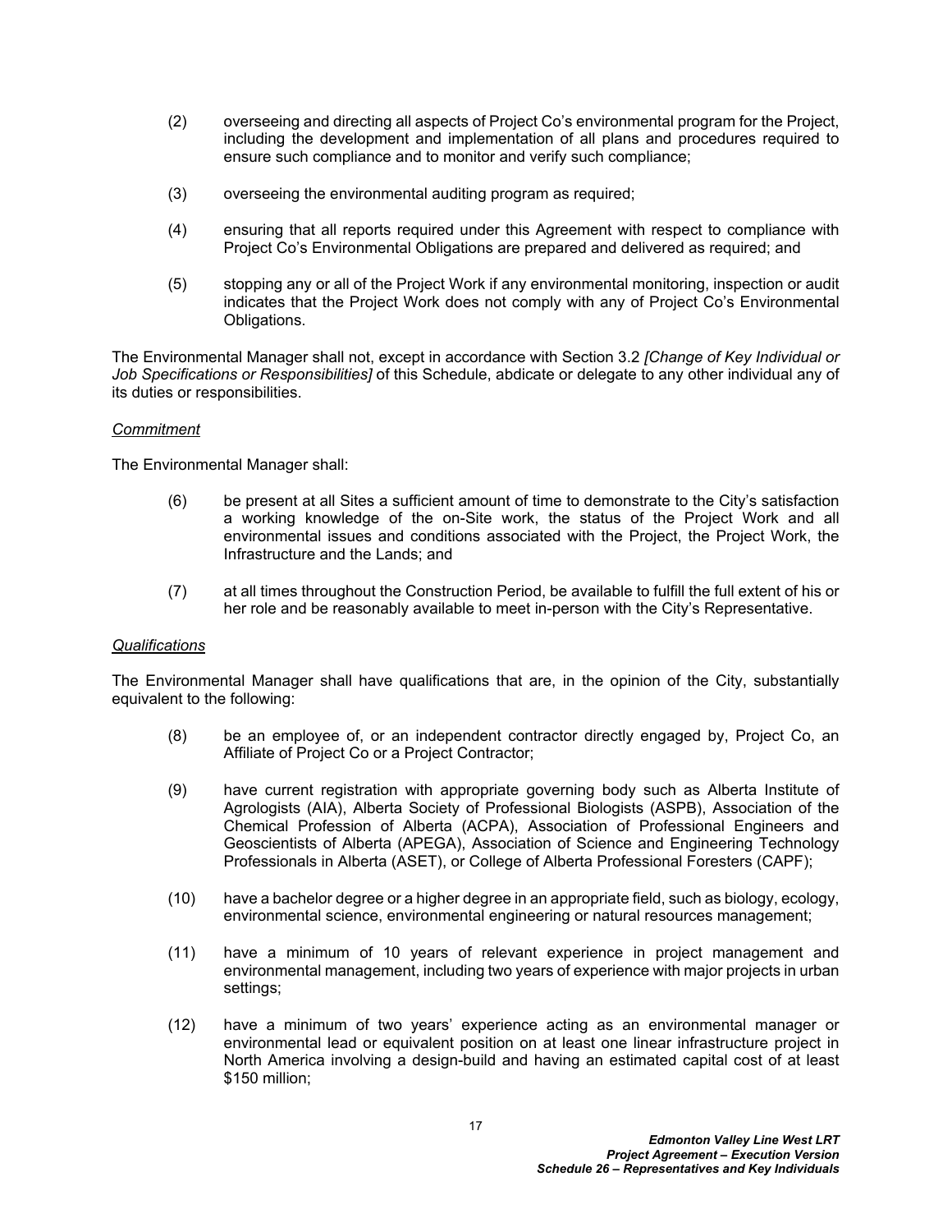(2) overseeing and directing all aspects of Project Co's environmental program for the Project, including the development and implementation of all plans and procedures required to ensure such compliance and to monitor and verify such compliance;

(3) overseeing the environmental auditing program as required;

(4) ensuring that all reports required under this Agreement with respect to compliance with Project Co's Environmental Obligations are prepared and delivered as required; and

(5) stopping any or all of the Project Work if any environmental monitoring, inspection or audit indicates that the Project Work does not comply with any of Project Co's Environmental Obligations.

The Environmental Manager shall not, except in accordance with Section 3.2 *[Change of Key Individual or Job Specifications or Responsibilities]* of this Schedule, abdicate or delegate to any other individual any of its duties or responsibilities.

*Commitment*

The Environmental Manager shall:

(6) be present at all Sites a sufficient amount of time to demonstrate to the City's satisfaction a working knowledge of the on-Site work, the status of the Project Work and all environmental issues and conditions associated with the Project, the Project Work, the Infrastructure and the Lands; and

(7) at all times throughout the Construction Period, be available to fulfill the full extent of his or her role and be reasonably available to meet in-person with the City's Representative.

*Qualifications*

The Environmental Manager shall have qualifications that are, in the opinion of the City, substantially equivalent to the following:

(8) be an employee of, or an independent contractor directly engaged by, Project Co, an Affiliate of Project Co or a Project Contractor;

(9) have current registration with appropriate governing body such as Alberta Institute of Agrologists (AIA), Alberta Society of Professional Biologists (ASPB), Association of the Chemical Profession of Alberta (ACPA), Association of Professional Engineers and Geoscientists of Alberta (APEGA), Association of Science and Engineering Technology Professionals in Alberta (ASET), or College of Alberta Professional Foresters (CAPF);

(10) have a bachelor degree or a higher degree in an appropriate field, such as biology, ecology, environmental science, environmental engineering or natural resources management;

(11) have a minimum of 10 years of relevant experience in project management and environmental management, including two years of experience with major projects in urban settings;

(12) have a minimum of two years' experience acting as an environmental manager or environmental lead or equivalent position on at least one linear infrastructure project in North America involving a design-build and having an estimated capital cost of at least $150 million;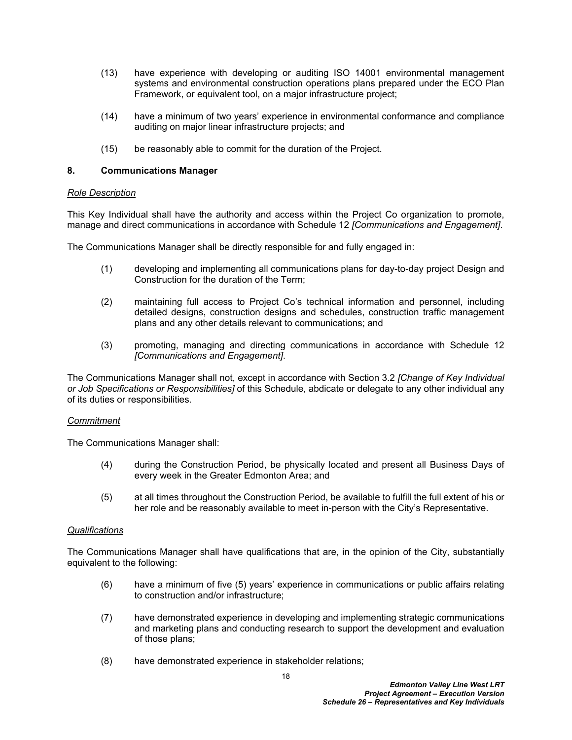(13) have experience with developing or auditing ISO 14001 environmental management systems and environmental construction operations plans prepared under the ECO Plan Framework, or equivalent tool, on a major infrastructure project;

(14) have a minimum of two years' experience in environmental conformance and compliance auditing on major linear infrastructure projects; and

(15) be reasonably able to commit for the duration of the Project.

## 8. Communications Manager

_Role Description_

This Key Individual shall have the authority and access within the Project Co organization to promote, manage and direct communications in accordance with Schedule 12 *[Communications and Engagement]*.

The Communications Manager shall be directly responsible for and fully engaged in:

(1) developing and implementing all communications plans for day-to-day project Design and Construction for the duration of the Term;

(2) maintaining full access to Project Co's technical information and personnel, including detailed designs, construction designs and schedules, construction traffic management plans and any other details relevant to communications; and

(3) promoting, managing and directing communications in accordance with Schedule 12 *[Communications and Engagement]*.

The Communications Manager shall not, except in accordance with Section 3.2 *[Change of Key Individual or Job Specifications or Responsibilities]* of this Schedule, abdicate or delegate to any other individual any of its duties or responsibilities.

_Commitment_

The Communications Manager shall:

(4) during the Construction Period, be physically located and present all Business Days of every week in the Greater Edmonton Area; and

(5) at all times throughout the Construction Period, be available to fulfill the full extent of his or her role and be reasonably available to meet in-person with the City's Representative.

_Qualifications_

The Communications Manager shall have qualifications that are, in the opinion of the City, substantially equivalent to the following:

(6) have a minimum of five (5) years' experience in communications or public affairs relating to construction and/or infrastructure;

(7) have demonstrated experience in developing and implementing strategic communications and marketing plans and conducting research to support the development and evaluation of those plans;

(8) have demonstrated experience in stakeholder relations;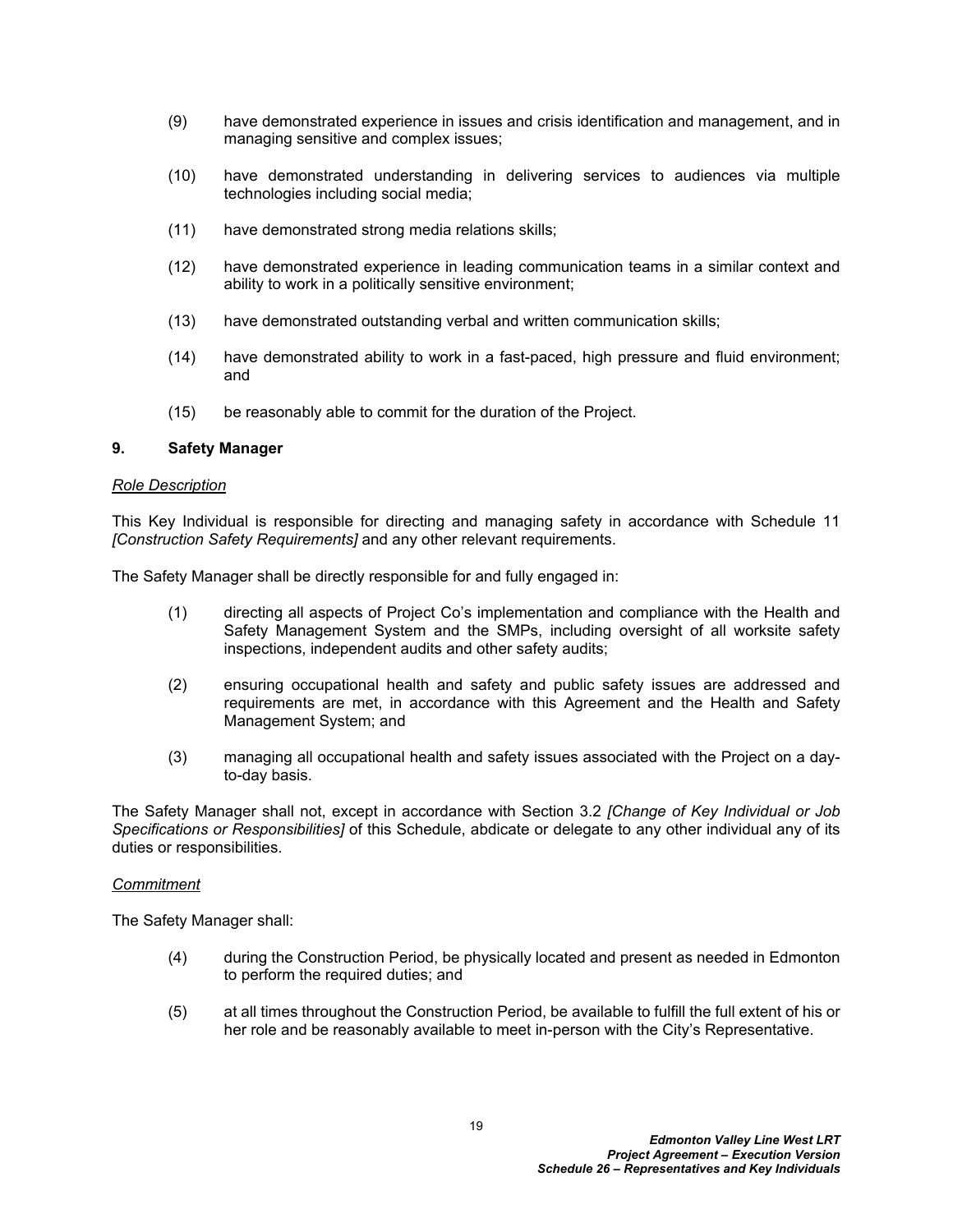(9) have demonstrated experience in issues and crisis identification and management, and in managing sensitive and complex issues;

(10) have demonstrated understanding in delivering services to audiences via multiple technologies including social media;

(11) have demonstrated strong media relations skills;

(12) have demonstrated experience in leading communication teams in a similar context and ability to work in a politically sensitive environment;

(13) have demonstrated outstanding verbal and written communication skills;

(14) have demonstrated ability to work in a fast-paced, high pressure and fluid environment; and

(15) be reasonably able to commit for the duration of the Project.

## 9. Safety Manager

*Role Description*

This Key Individual is responsible for directing and managing safety in accordance with Schedule 11 *[Construction Safety Requirements]* and any other relevant requirements.

The Safety Manager shall be directly responsible for and fully engaged in:

(1) directing all aspects of Project Co's implementation and compliance with the Health and Safety Management System and the SMPs, including oversight of all worksite safety inspections, independent audits and other safety audits;

(2) ensuring occupational health and safety and public safety issues are addressed and requirements are met, in accordance with this Agreement and the Health and Safety Management System; and

(3) managing all occupational health and safety issues associated with the Project on a day-to-day basis.

The Safety Manager shall not, except in accordance with Section 3.2 *[Change of Key Individual or Job Specifications or Responsibilities]* of this Schedule, abdicate or delegate to any other individual any of its duties or responsibilities.

*Commitment*

The Safety Manager shall:

(4) during the Construction Period, be physically located and present as needed in Edmonton to perform the required duties; and

(5) at all times throughout the Construction Period, be available to fulfill the full extent of his or her role and be reasonably available to meet in-person with the City's Representative.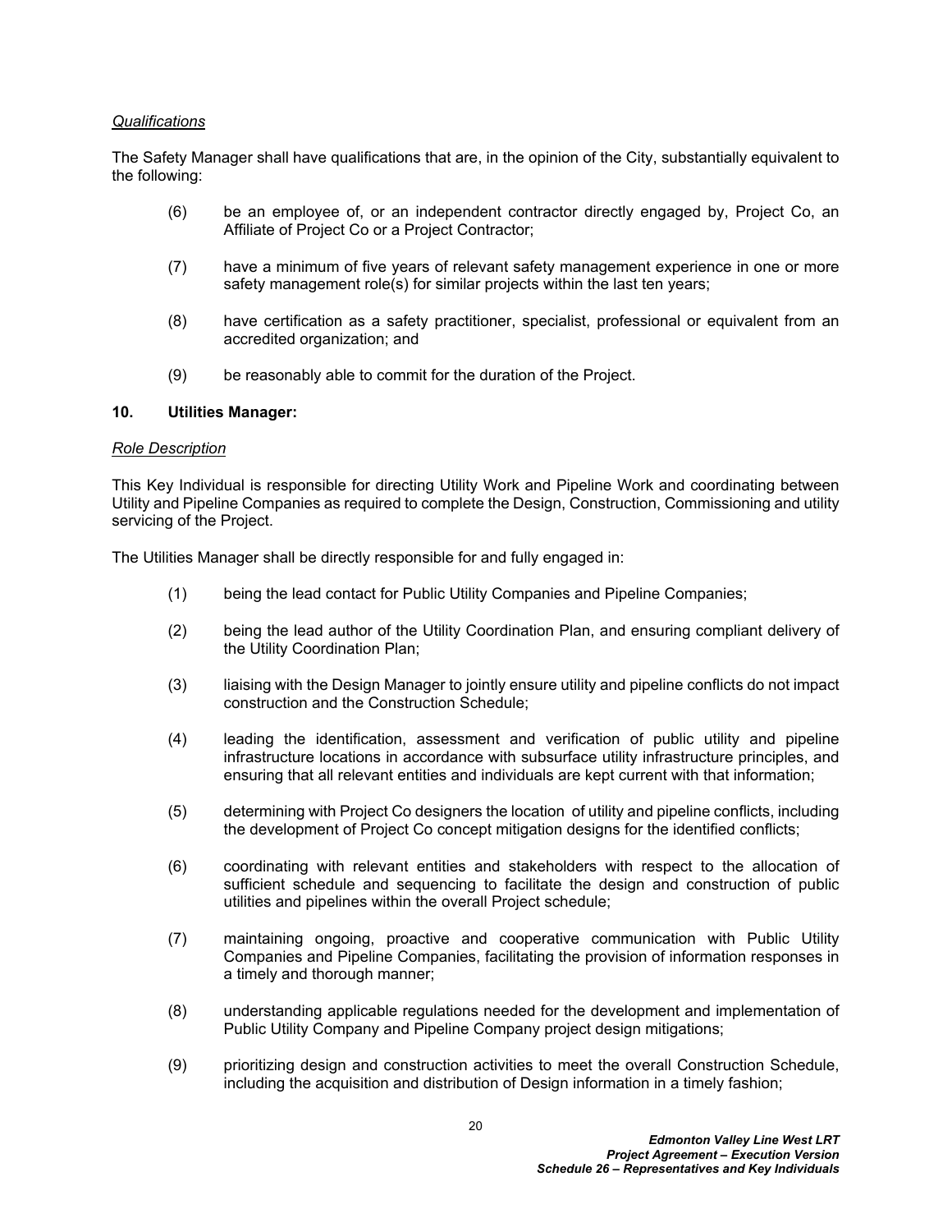*Qualifications*

The Safety Manager shall have qualifications that are, in the opinion of the City, substantially equivalent to the following:

(6) be an employee of, or an independent contractor directly engaged by, Project Co, an Affiliate of Project Co or a Project Contractor;

(7) have a minimum of five years of relevant safety management experience in one or more safety management role(s) for similar projects within the last ten years;

(8) have certification as a safety practitioner, specialist, professional or equivalent from an accredited organization; and

(9) be reasonably able to commit for the duration of the Project.

**10. Utilities Manager:**

*Role Description*

This Key Individual is responsible for directing Utility Work and Pipeline Work and coordinating between Utility and Pipeline Companies as required to complete the Design, Construction, Commissioning and utility servicing of the Project.

The Utilities Manager shall be directly responsible for and fully engaged in:

(1) being the lead contact for Public Utility Companies and Pipeline Companies;

(2) being the lead author of the Utility Coordination Plan, and ensuring compliant delivery of the Utility Coordination Plan;

(3) liaising with the Design Manager to jointly ensure utility and pipeline conflicts do not impact construction and the Construction Schedule;

(4) leading the identification, assessment and verification of public utility and pipeline infrastructure locations in accordance with subsurface utility infrastructure principles, and ensuring that all relevant entities and individuals are kept current with that information;

(5) determining with Project Co designers the location of utility and pipeline conflicts, including the development of Project Co concept mitigation designs for the identified conflicts;

(6) coordinating with relevant entities and stakeholders with respect to the allocation of sufficient schedule and sequencing to facilitate the design and construction of public utilities and pipelines within the overall Project schedule;

(7) maintaining ongoing, proactive and cooperative communication with Public Utility Companies and Pipeline Companies, facilitating the provision of information responses in a timely and thorough manner;

(8) understanding applicable regulations needed for the development and implementation of Public Utility Company and Pipeline Company project design mitigations;

(9) prioritizing design and construction activities to meet the overall Construction Schedule, including the acquisition and distribution of Design information in a timely fashion;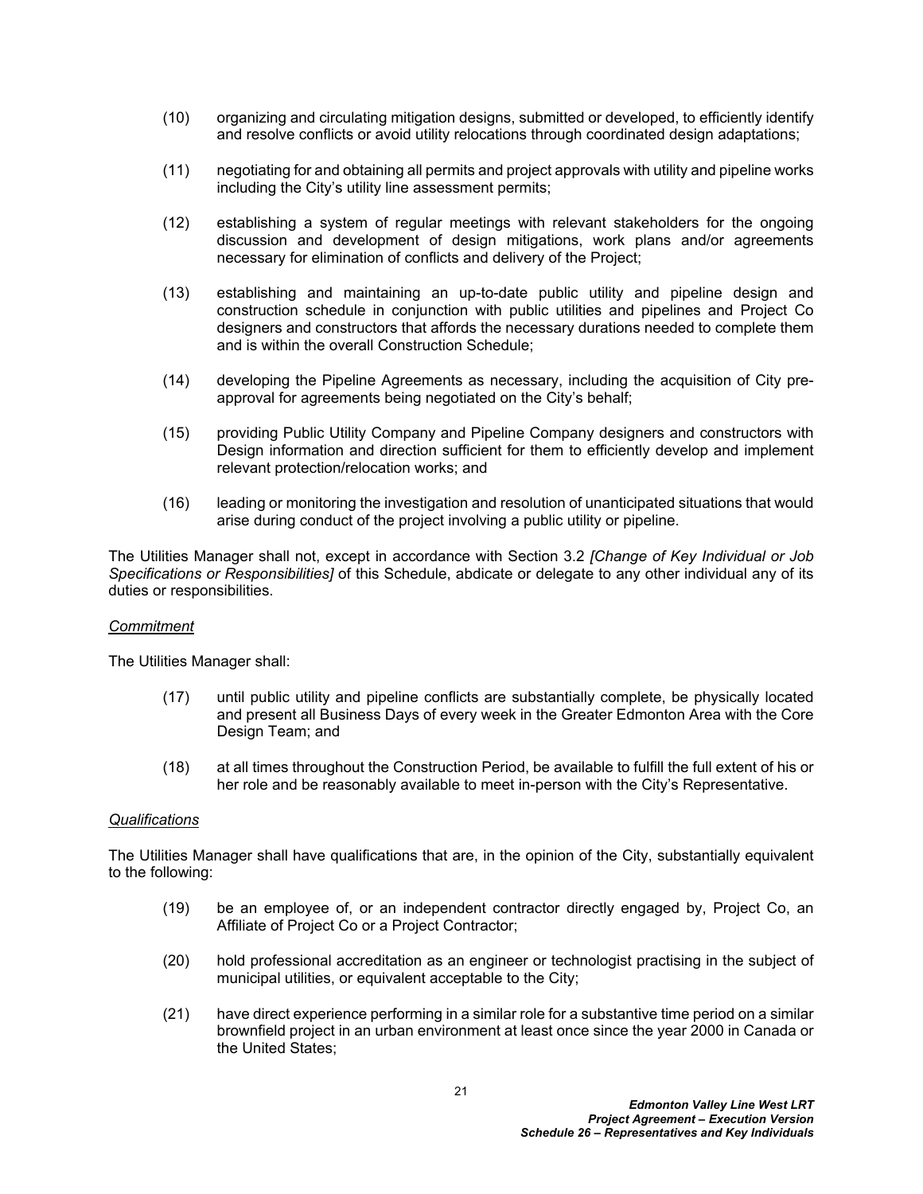(10) organizing and circulating mitigation designs, submitted or developed, to efficiently identify and resolve conflicts or avoid utility relocations through coordinated design adaptations;

(11) negotiating for and obtaining all permits and project approvals with utility and pipeline works including the City's utility line assessment permits;

(12) establishing a system of regular meetings with relevant stakeholders for the ongoing discussion and development of design mitigations, work plans and/or agreements necessary for elimination of conflicts and delivery of the Project;

(13) establishing and maintaining an up-to-date public utility and pipeline design and construction schedule in conjunction with public utilities and pipelines and Project Co designers and constructors that affords the necessary durations needed to complete them and is within the overall Construction Schedule;

(14) developing the Pipeline Agreements as necessary, including the acquisition of City pre-approval for agreements being negotiated on the City's behalf;

(15) providing Public Utility Company and Pipeline Company designers and constructors with Design information and direction sufficient for them to efficiently develop and implement relevant protection/relocation works; and

(16) leading or monitoring the investigation and resolution of unanticipated situations that would arise during conduct of the project involving a public utility or pipeline.

The Utilities Manager shall not, except in accordance with Section 3.2 *[Change of Key Individual or Job Specifications or Responsibilities]* of this Schedule, abdicate or delegate to any other individual any of its duties or responsibilities.

*Commitment*

The Utilities Manager shall:

(17) until public utility and pipeline conflicts are substantially complete, be physically located and present all Business Days of every week in the Greater Edmonton Area with the Core Design Team; and

(18) at all times throughout the Construction Period, be available to fulfill the full extent of his or her role and be reasonably available to meet in-person with the City's Representative.

*Qualifications*

The Utilities Manager shall have qualifications that are, in the opinion of the City, substantially equivalent to the following:

(19) be an employee of, or an independent contractor directly engaged by, Project Co, an Affiliate of Project Co or a Project Contractor;

(20) hold professional accreditation as an engineer or technologist practising in the subject of municipal utilities, or equivalent acceptable to the City;

(21) have direct experience performing in a similar role for a substantive time period on a similar brownfield project in an urban environment at least once since the year 2000 in Canada or the United States;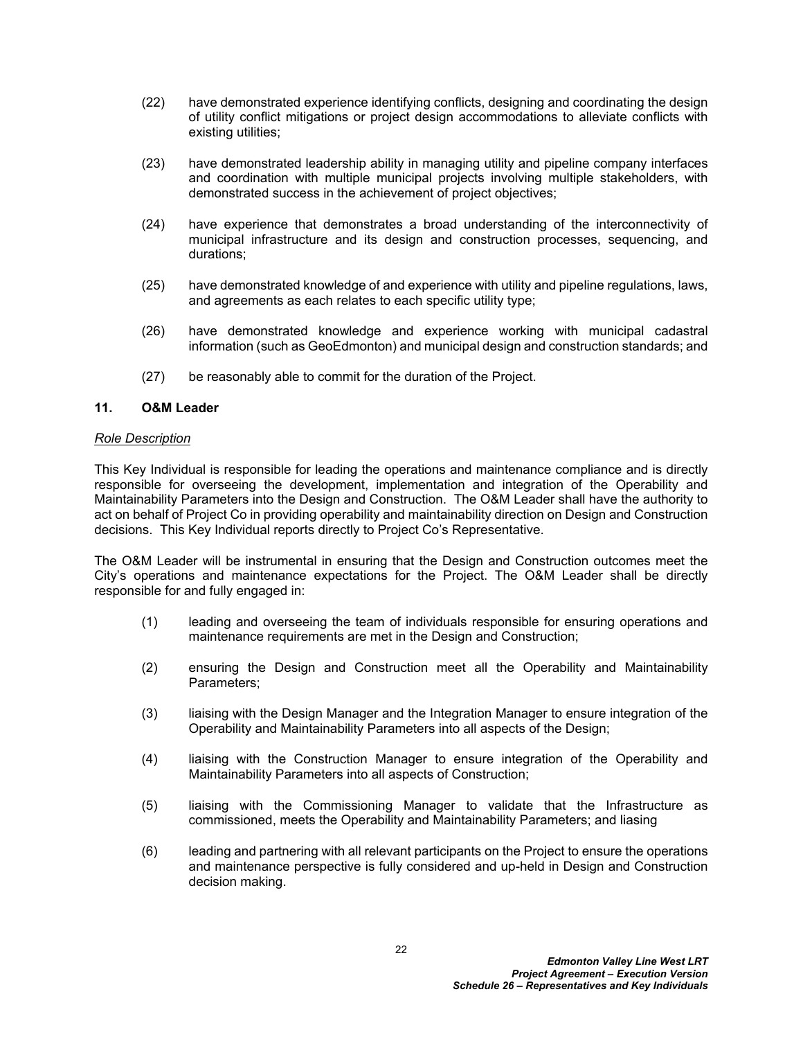(22) have demonstrated experience identifying conflicts, designing and coordinating the design of utility conflict mitigations or project design accommodations to alleviate conflicts with existing utilities;

(23) have demonstrated leadership ability in managing utility and pipeline company interfaces and coordination with multiple municipal projects involving multiple stakeholders, with demonstrated success in the achievement of project objectives;

(24) have experience that demonstrates a broad understanding of the interconnectivity of municipal infrastructure and its design and construction processes, sequencing, and durations;

(25) have demonstrated knowledge of and experience with utility and pipeline regulations, laws, and agreements as each relates to each specific utility type;

(26) have demonstrated knowledge and experience working with municipal cadastral information (such as GeoEdmonton) and municipal design and construction standards; and

(27) be reasonably able to commit for the duration of the Project.

## 11. O&M Leader

*Role Description*

This Key Individual is responsible for leading the operations and maintenance compliance and is directly responsible for overseeing the development, implementation and integration of the Operability and Maintainability Parameters into the Design and Construction. The O&M Leader shall have the authority to act on behalf of Project Co in providing operability and maintainability direction on Design and Construction decisions. This Key Individual reports directly to Project Co's Representative.

The O&M Leader will be instrumental in ensuring that the Design and Construction outcomes meet the City's operations and maintenance expectations for the Project. The O&M Leader shall be directly responsible for and fully engaged in:

(1) leading and overseeing the team of individuals responsible for ensuring operations and maintenance requirements are met in the Design and Construction;

(2) ensuring the Design and Construction meet all the Operability and Maintainability Parameters;

(3) liaising with the Design Manager and the Integration Manager to ensure integration of the Operability and Maintainability Parameters into all aspects of the Design;

(4) liaising with the Construction Manager to ensure integration of the Operability and Maintainability Parameters into all aspects of Construction;

(5) liaising with the Commissioning Manager to validate that the Infrastructure as commissioned, meets the Operability and Maintainability Parameters; and liasing

(6) leading and partnering with all relevant participants on the Project to ensure the operations and maintenance perspective is fully considered and up-held in Design and Construction decision making.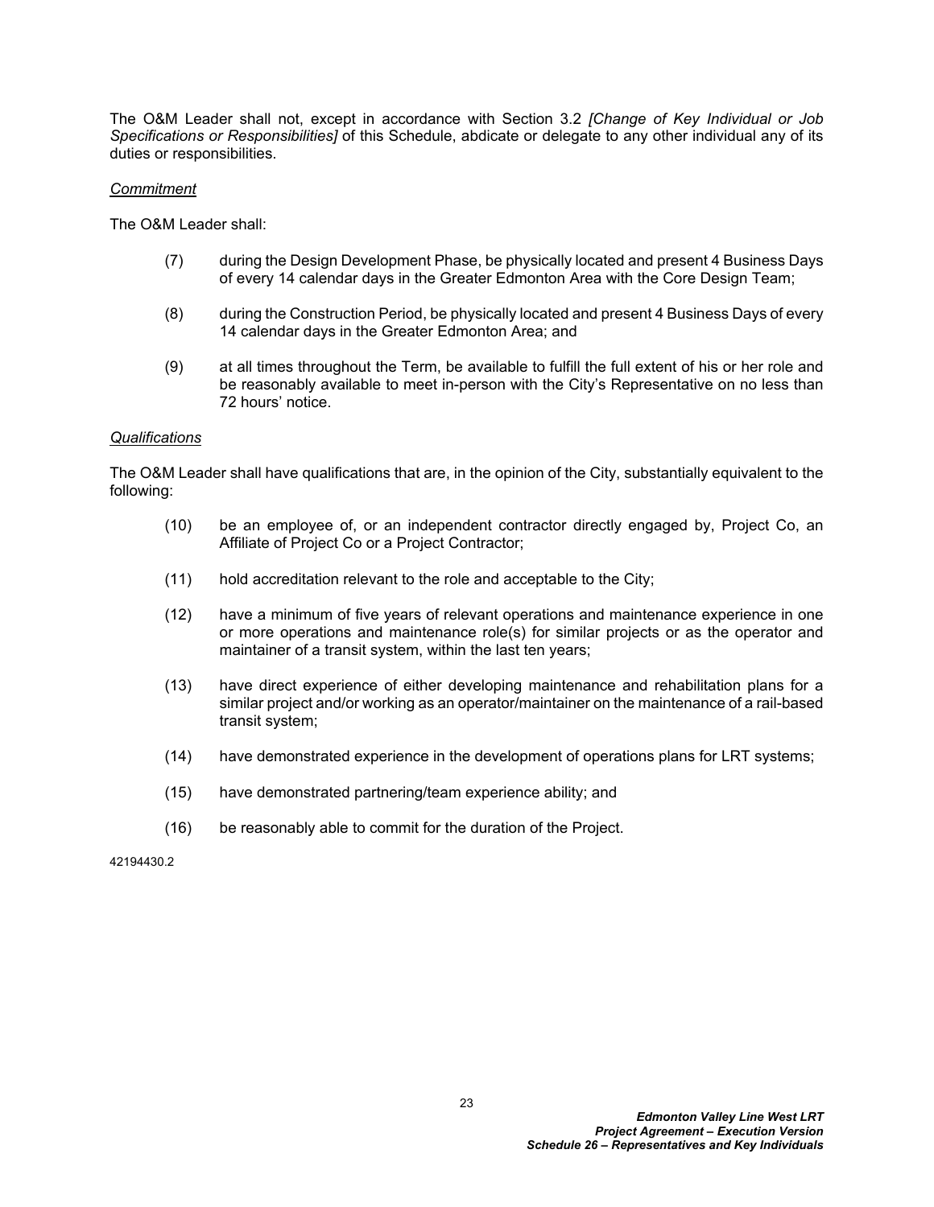The O&M Leader shall not, except in accordance with Section 3.2 *[Change of Key Individual or Job Specifications or Responsibilities]* of this Schedule, abdicate or delegate to any other individual any of its duties or responsibilities.

*Commitment*

The O&M Leader shall:

(7) during the Design Development Phase, be physically located and present 4 Business Days of every 14 calendar days in the Greater Edmonton Area with the Core Design Team;

(8) during the Construction Period, be physically located and present 4 Business Days of every 14 calendar days in the Greater Edmonton Area; and

(9) at all times throughout the Term, be available to fulfill the full extent of his or her role and be reasonably available to meet in-person with the City's Representative on no less than 72 hours' notice.

*Qualifications*

The O&M Leader shall have qualifications that are, in the opinion of the City, substantially equivalent to the following:

(10) be an employee of, or an independent contractor directly engaged by, Project Co, an Affiliate of Project Co or a Project Contractor;

(11) hold accreditation relevant to the role and acceptable to the City;

(12) have a minimum of five years of relevant operations and maintenance experience in one or more operations and maintenance role(s) for similar projects or as the operator and maintainer of a transit system, within the last ten years;

(13) have direct experience of either developing maintenance and rehabilitation plans for a similar project and/or working as an operator/maintainer on the maintenance of a rail-based transit system;

(14) have demonstrated experience in the development of operations plans for LRT systems;

(15) have demonstrated partnering/team experience ability; and

(16) be reasonably able to commit for the duration of the Project.

42194430.2